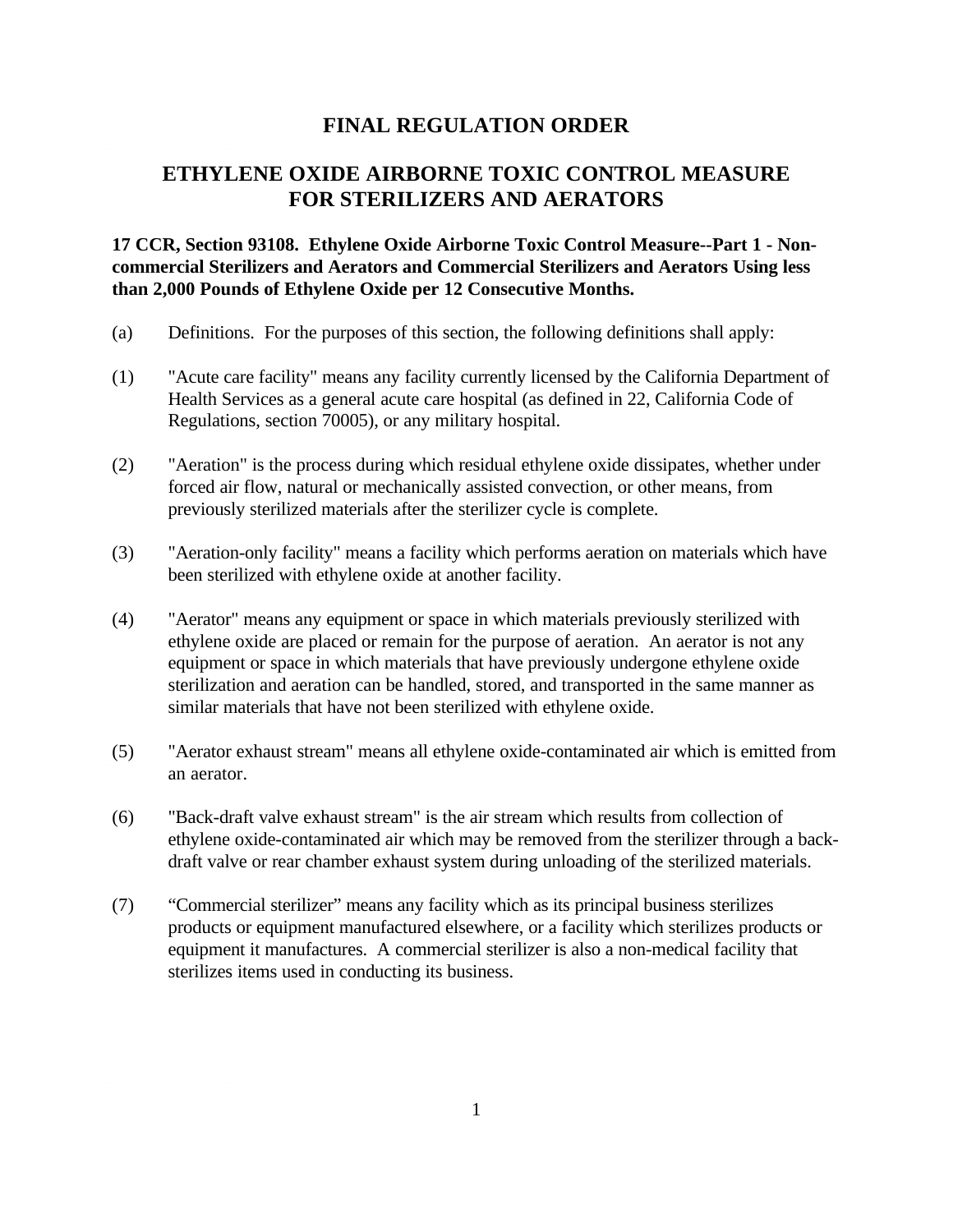# FINAL REGULATION ORDER

## ETHYLENE OXIDE AIRBORNE TOXIC CONTROL MEASURE FOR STERILIZERS AND AERATORS

**17 CCR, Section 93108. Ethylene Oxide Airborne Toxic Control Measure--Part 1 - Non-commercial Sterilizers and Aerators and Commercial Sterilizers and Aerators Using less than 2,000 Pounds of Ethylene Oxide per 12 Consecutive Months.**

(a) Definitions. For the purposes of this section, the following definitions shall apply:

(1) "Acute care facility" means any facility currently licensed by the California Department of Health Services as a general acute care hospital (as defined in 22, California Code of Regulations, section 70005), or any military hospital.

(2) "Aeration" is the process during which residual ethylene oxide dissipates, whether under forced air flow, natural or mechanically assisted convection, or other means, from previously sterilized materials after the sterilizer cycle is complete.

(3) "Aeration-only facility" means a facility which performs aeration on materials which have been sterilized with ethylene oxide at another facility.

(4) "Aerator" means any equipment or space in which materials previously sterilized with ethylene oxide are placed or remain for the purpose of aeration. An aerator is not any equipment or space in which materials that have previously undergone ethylene oxide sterilization and aeration can be handled, stored, and transported in the same manner as similar materials that have not been sterilized with ethylene oxide.

(5) "Aerator exhaust stream" means all ethylene oxide-contaminated air which is emitted from an aerator.

(6) "Back-draft valve exhaust stream" is the air stream which results from collection of ethylene oxide-contaminated air which may be removed from the sterilizer through a back-draft valve or rear chamber exhaust system during unloading of the sterilized materials.

(7) “Commercial sterilizer” means any facility which as its principal business sterilizes products or equipment manufactured elsewhere, or a facility which sterilizes products or equipment it manufactures. A commercial sterilizer is also a non-medical facility that sterilizes items used in conducting its business.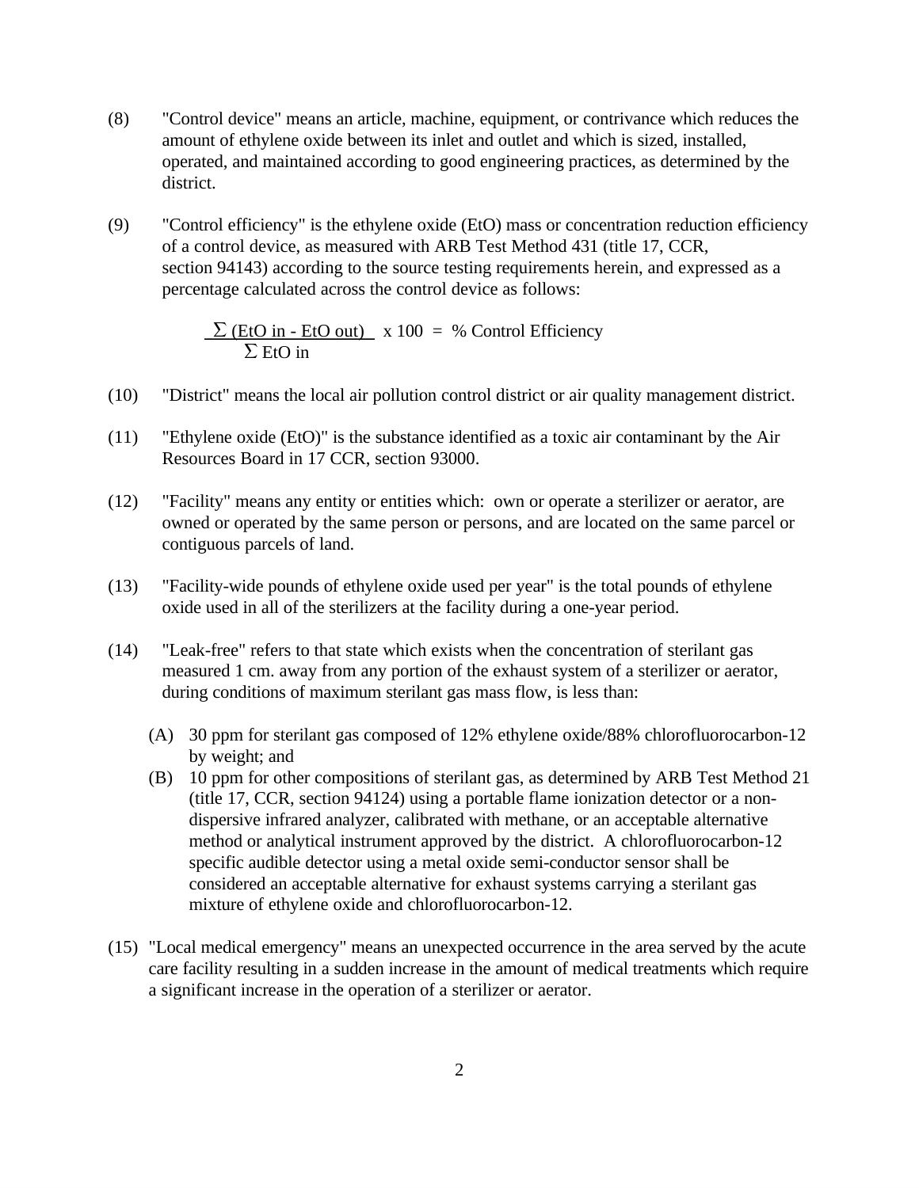(8) "Control device" means an article, machine, equipment, or contrivance which reduces the amount of ethylene oxide between its inlet and outlet and which is sized, installed, operated, and maintained according to good engineering practices, as determined by the district.

(9) "Control efficiency" is the ethylene oxide (EtO) mass or concentration reduction efficiency of a control device, as measured with ARB Test Method 431 (title 17, CCR, section 94143) according to the source testing requirements herein, and expressed as a percentage calculated across the control device as follows:

$$\frac{\Sigma\,(\text{EtO in} - \text{EtO out})}{\Sigma\,\text{EtO in}} \times 100 = \%\ \text{Control Efficiency}$$

(10) "District" means the local air pollution control district or air quality management district.

(11) "Ethylene oxide (EtO)" is the substance identified as a toxic air contaminant by the Air Resources Board in 17 CCR, section 93000.

(12) "Facility" means any entity or entities which: own or operate a sterilizer or aerator, are owned or operated by the same person or persons, and are located on the same parcel or contiguous parcels of land.

(13) "Facility-wide pounds of ethylene oxide used per year" is the total pounds of ethylene oxide used in all of the sterilizers at the facility during a one-year period.

(14) "Leak-free" refers to that state which exists when the concentration of sterilant gas measured 1 cm. away from any portion of the exhaust system of a sterilizer or aerator, during conditions of maximum sterilant gas mass flow, is less than:

(A) 30 ppm for sterilant gas composed of 12% ethylene oxide/88% chlorofluorocarbon-12 by weight; and

(B) 10 ppm for other compositions of sterilant gas, as determined by ARB Test Method 21 (title 17, CCR, section 94124) using a portable flame ionization detector or a non-dispersive infrared analyzer, calibrated with methane, or an acceptable alternative method or analytical instrument approved by the district. A chlorofluorocarbon-12 specific audible detector using a metal oxide semi-conductor sensor shall be considered an acceptable alternative for exhaust systems carrying a sterilant gas mixture of ethylene oxide and chlorofluorocarbon-12.

(15) "Local medical emergency" means an unexpected occurrence in the area served by the acute care facility resulting in a sudden increase in the amount of medical treatments which require a significant increase in the operation of a sterilizer or aerator.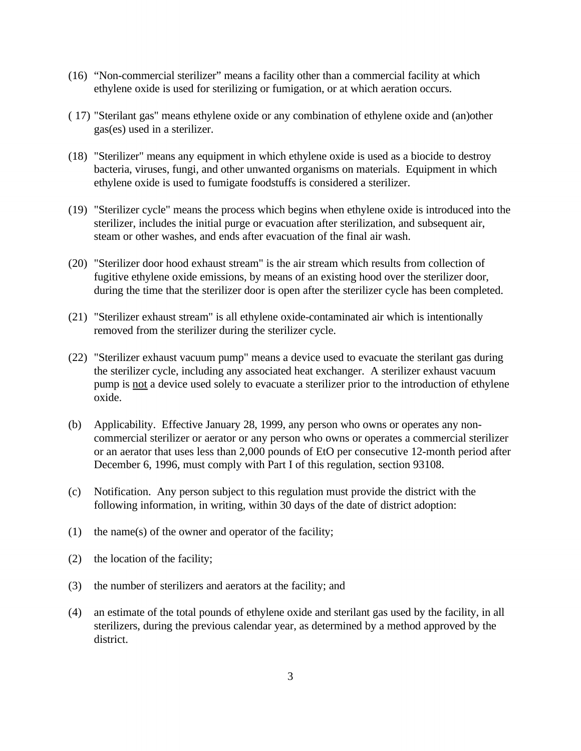(16) “Non-commercial sterilizer” means a facility other than a commercial facility at which ethylene oxide is used for sterilizing or fumigation, or at which aeration occurs.

( 17) "Sterilant gas" means ethylene oxide or any combination of ethylene oxide and (an)other gas(es) used in a sterilizer.

(18) "Sterilizer" means any equipment in which ethylene oxide is used as a biocide to destroy bacteria, viruses, fungi, and other unwanted organisms on materials. Equipment in which ethylene oxide is used to fumigate foodstuffs is considered a sterilizer.

(19) "Sterilizer cycle" means the process which begins when ethylene oxide is introduced into the sterilizer, includes the initial purge or evacuation after sterilization, and subsequent air, steam or other washes, and ends after evacuation of the final air wash.

(20) "Sterilizer door hood exhaust stream" is the air stream which results from collection of fugitive ethylene oxide emissions, by means of an existing hood over the sterilizer door, during the time that the sterilizer door is open after the sterilizer cycle has been completed.

(21) "Sterilizer exhaust stream" is all ethylene oxide-contaminated air which is intentionally removed from the sterilizer during the sterilizer cycle.

(22) "Sterilizer exhaust vacuum pump" means a device used to evacuate the sterilant gas during the sterilizer cycle, including any associated heat exchanger. A sterilizer exhaust vacuum pump is <u>not</u> a device used solely to evacuate a sterilizer prior to the introduction of ethylene oxide.

(b) Applicability. Effective January 28, 1999, any person who owns or operates any non-commercial sterilizer or aerator or any person who owns or operates a commercial sterilizer or an aerator that uses less than 2,000 pounds of EtO per consecutive 12-month period after December 6, 1996, must comply with Part I of this regulation, section 93108.

(c) Notification. Any person subject to this regulation must provide the district with the following information, in writing, within 30 days of the date of district adoption:

(1) the name(s) of the owner and operator of the facility;

(2) the location of the facility;

(3) the number of sterilizers and aerators at the facility; and

(4) an estimate of the total pounds of ethylene oxide and sterilant gas used by the facility, in all sterilizers, during the previous calendar year, as determined by a method approved by the district.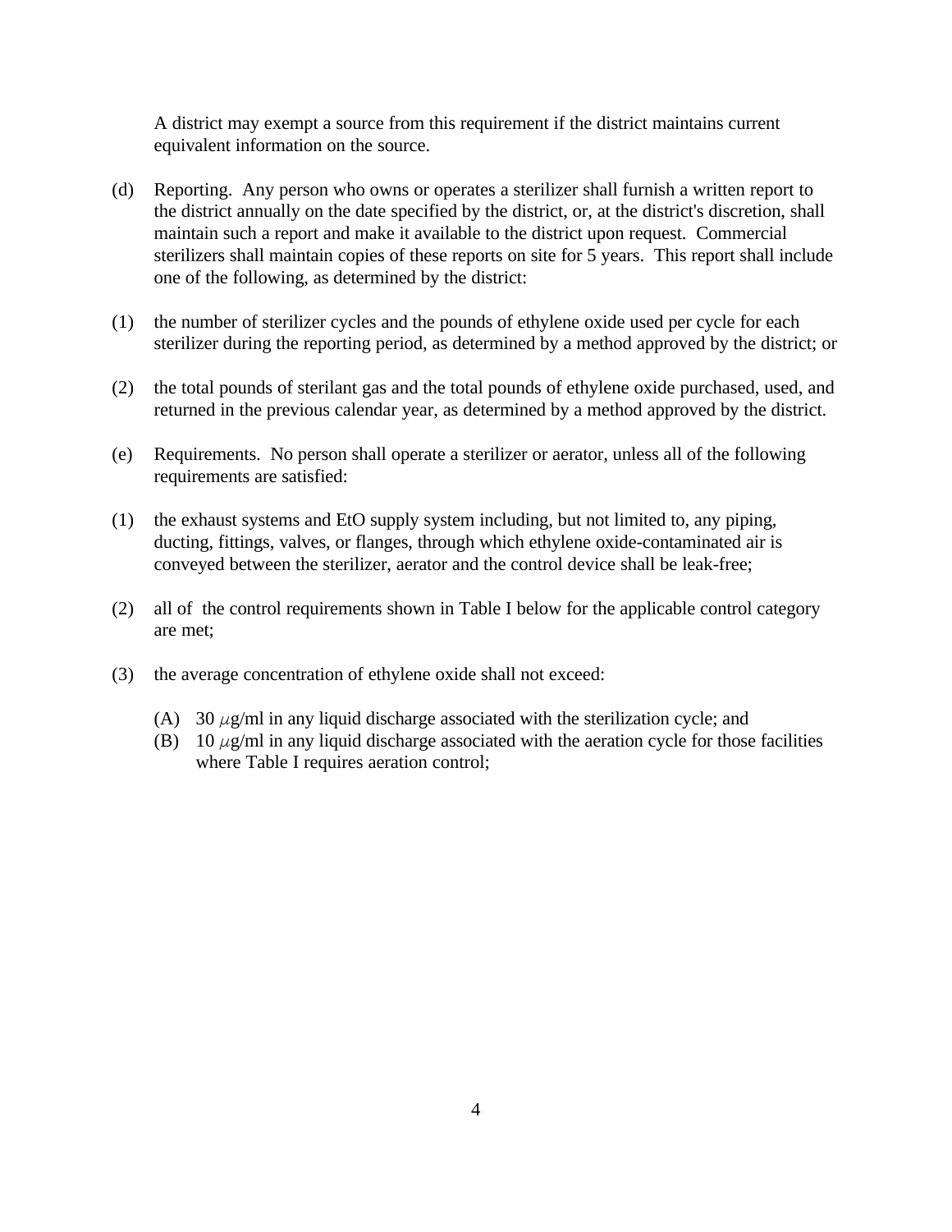A district may exempt a source from this requirement if the district maintains current equivalent information on the source.

(d) Reporting. Any person who owns or operates a sterilizer shall furnish a written report to the district annually on the date specified by the district, or, at the district's discretion, shall maintain such a report and make it available to the district upon request. Commercial sterilizers shall maintain copies of these reports on site for 5 years. This report shall include one of the following, as determined by the district:

(1) the number of sterilizer cycles and the pounds of ethylene oxide used per cycle for each sterilizer during the reporting period, as determined by a method approved by the district; or

(2) the total pounds of sterilant gas and the total pounds of ethylene oxide purchased, used, and returned in the previous calendar year, as determined by a method approved by the district.

(e) Requirements. No person shall operate a sterilizer or aerator, unless all of the following requirements are satisfied:

(1) the exhaust systems and EtO supply system including, but not limited to, any piping, ducting, fittings, valves, or flanges, through which ethylene oxide-contaminated air is conveyed between the sterilizer, aerator and the control device shall be leak-free;

(2) all of the control requirements shown in Table I below for the applicable control category are met;

(3) the average concentration of ethylene oxide shall not exceed:

(A) 30 $\mu$g/ml in any liquid discharge associated with the sterilization cycle; and
(B) 10 $\mu$g/ml in any liquid discharge associated with the aeration cycle for those facilities where Table I requires aeration control;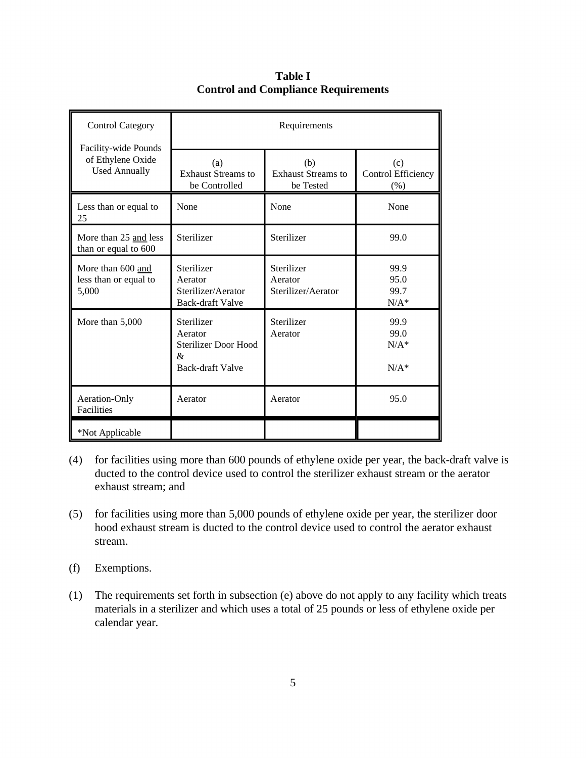**Table I**
**Control and Compliance Requirements**

| Control Category<br><br>Facility-wide Pounds of Ethylene Oxide Used Annually | Requirements | | |
|---|---|---|---|
| | (a)<br>Exhaust Streams to be Controlled | (b)<br>Exhaust Streams to be Tested | (c)<br>Control Efficiency (%) |
| Less than or equal to 25 | None | None | None |
| More than 25 <u>and</u> less than or equal to 600 | Sterilizer | Sterilizer | 99.0 |
| More than 600 <u>and</u> less than or equal to 5,000 | Sterilizer<br>Aerator<br>Sterilizer/Aerator<br>Back-draft Valve | Sterilizer<br>Aerator<br>Sterilizer/Aerator | 99.9<br>95.0<br>99.7<br>N/A* |
| More than 5,000 | Sterilizer<br>Aerator<br>Sterilizer Door Hood &<br>Back-draft Valve | Sterilizer<br>Aerator | 99.9<br>99.0<br>N/A*<br>N/A* |
| Aeration-Only Facilities | Aerator | Aerator | 95.0 |
| *Not Applicable | | | |

(4) for facilities using more than 600 pounds of ethylene oxide per year, the back-draft valve is ducted to the control device used to control the sterilizer exhaust stream or the aerator exhaust stream; and

(5) for facilities using more than 5,000 pounds of ethylene oxide per year, the sterilizer door hood exhaust stream is ducted to the control device used to control the aerator exhaust stream.

(f) Exemptions.

(1) The requirements set forth in subsection (e) above do not apply to any facility which treats materials in a sterilizer and which uses a total of 25 pounds or less of ethylene oxide per calendar year.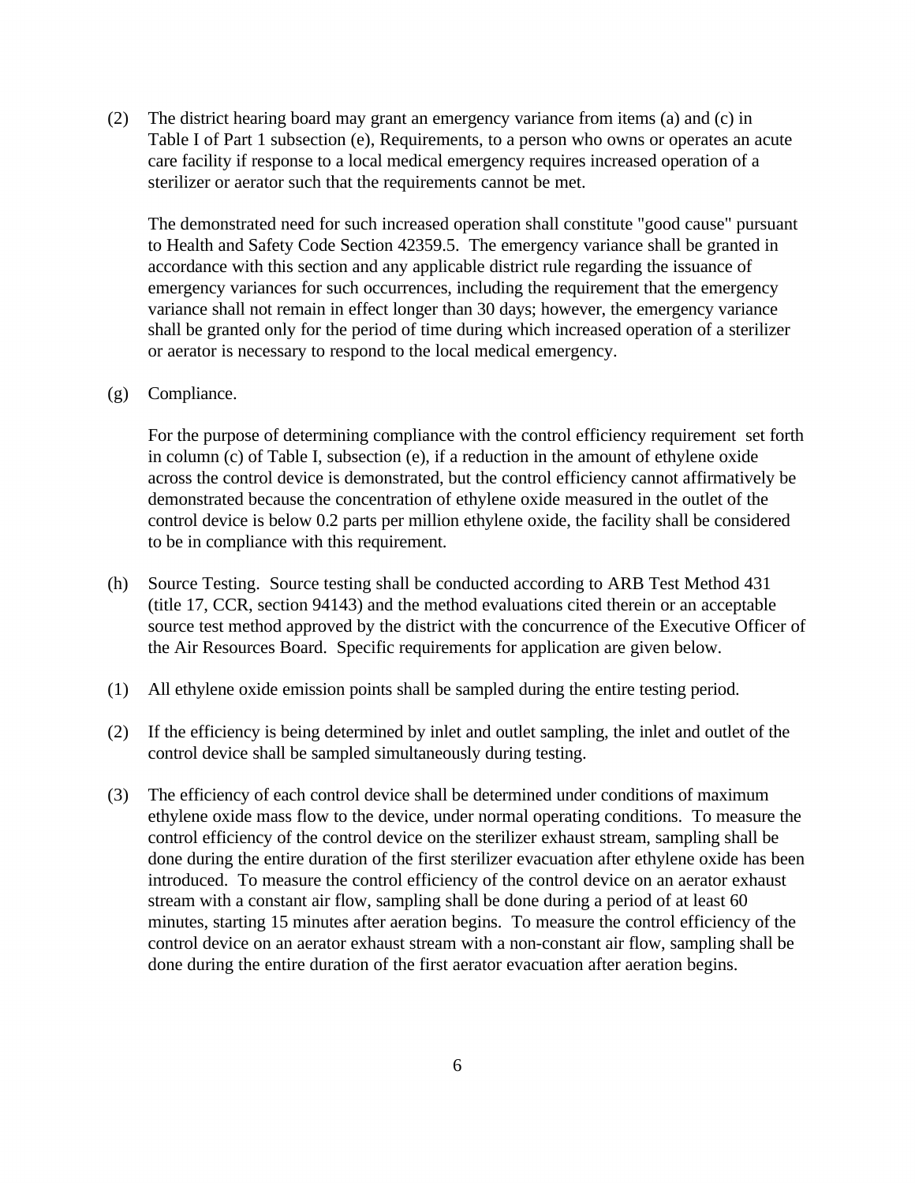(2) The district hearing board may grant an emergency variance from items (a) and (c) in Table I of Part 1 subsection (e), Requirements, to a person who owns or operates an acute care facility if response to a local medical emergency requires increased operation of a sterilizer or aerator such that the requirements cannot be met.

The demonstrated need for such increased operation shall constitute "good cause" pursuant to Health and Safety Code Section 42359.5. The emergency variance shall be granted in accordance with this section and any applicable district rule regarding the issuance of emergency variances for such occurrences, including the requirement that the emergency variance shall not remain in effect longer than 30 days; however, the emergency variance shall be granted only for the period of time during which increased operation of a sterilizer or aerator is necessary to respond to the local medical emergency.

(g) Compliance.

For the purpose of determining compliance with the control efficiency requirement set forth in column (c) of Table I, subsection (e), if a reduction in the amount of ethylene oxide across the control device is demonstrated, but the control efficiency cannot affirmatively be demonstrated because the concentration of ethylene oxide measured in the outlet of the control device is below 0.2 parts per million ethylene oxide, the facility shall be considered to be in compliance with this requirement.

(h) Source Testing. Source testing shall be conducted according to ARB Test Method 431 (title 17, CCR, section 94143) and the method evaluations cited therein or an acceptable source test method approved by the district with the concurrence of the Executive Officer of the Air Resources Board. Specific requirements for application are given below.

(1) All ethylene oxide emission points shall be sampled during the entire testing period.

(2) If the efficiency is being determined by inlet and outlet sampling, the inlet and outlet of the control device shall be sampled simultaneously during testing.

(3) The efficiency of each control device shall be determined under conditions of maximum ethylene oxide mass flow to the device, under normal operating conditions. To measure the control efficiency of the control device on the sterilizer exhaust stream, sampling shall be done during the entire duration of the first sterilizer evacuation after ethylene oxide has been introduced. To measure the control efficiency of the control device on an aerator exhaust stream with a constant air flow, sampling shall be done during a period of at least 60 minutes, starting 15 minutes after aeration begins. To measure the control efficiency of the control device on an aerator exhaust stream with a non-constant air flow, sampling shall be done during the entire duration of the first aerator evacuation after aeration begins.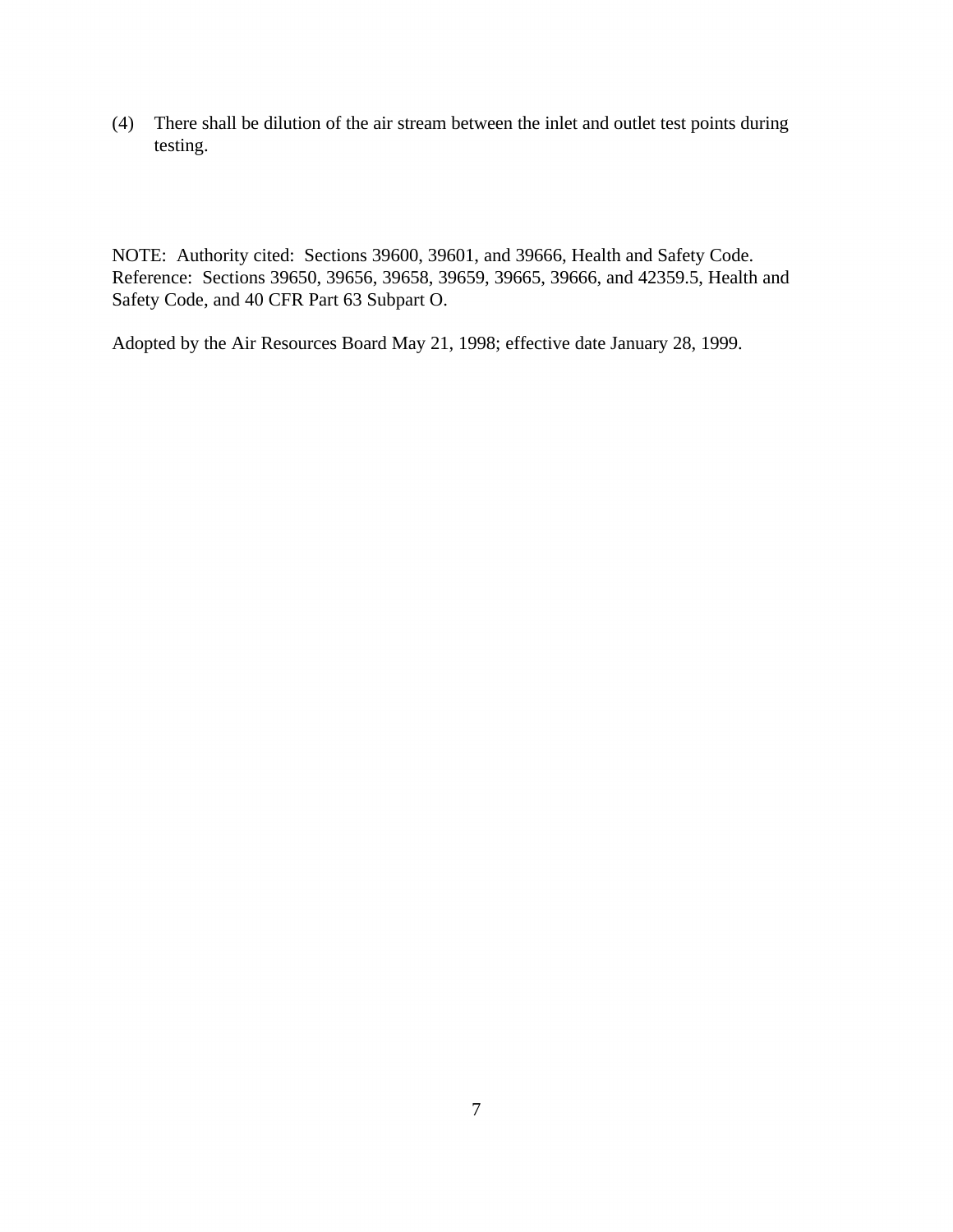(4) There shall be dilution of the air stream between the inlet and outlet test points during testing.

NOTE: Authority cited: Sections 39600, 39601, and 39666, Health and Safety Code. Reference: Sections 39650, 39656, 39658, 39659, 39665, 39666, and 42359.5, Health and Safety Code, and 40 CFR Part 63 Subpart O.

Adopted by the Air Resources Board May 21, 1998; effective date January 28, 1999.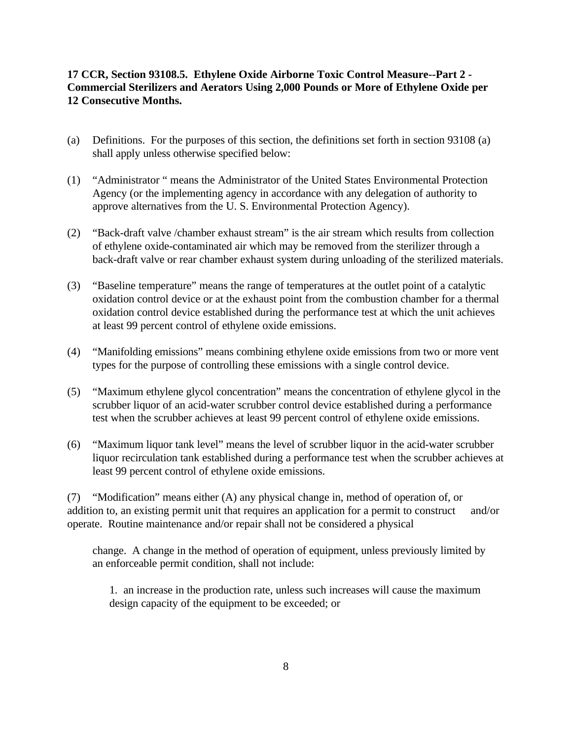**17 CCR, Section 93108.5. Ethylene Oxide Airborne Toxic Control Measure--Part 2 - Commercial Sterilizers and Aerators Using 2,000 Pounds or More of Ethylene Oxide per 12 Consecutive Months.**

(a) Definitions. For the purposes of this section, the definitions set forth in section 93108 (a) shall apply unless otherwise specified below:

(1) "Administrator " means the Administrator of the United States Environmental Protection Agency (or the implementing agency in accordance with any delegation of authority to approve alternatives from the U. S. Environmental Protection Agency).

(2) "Back-draft valve /chamber exhaust stream" is the air stream which results from collection of ethylene oxide-contaminated air which may be removed from the sterilizer through a back-draft valve or rear chamber exhaust system during unloading of the sterilized materials.

(3) "Baseline temperature" means the range of temperatures at the outlet point of a catalytic oxidation control device or at the exhaust point from the combustion chamber for a thermal oxidation control device established during the performance test at which the unit achieves at least 99 percent control of ethylene oxide emissions.

(4) "Manifolding emissions" means combining ethylene oxide emissions from two or more vent types for the purpose of controlling these emissions with a single control device.

(5) "Maximum ethylene glycol concentration" means the concentration of ethylene glycol in the scrubber liquor of an acid-water scrubber control device established during a performance test when the scrubber achieves at least 99 percent control of ethylene oxide emissions.

(6) "Maximum liquor tank level" means the level of scrubber liquor in the acid-water scrubber liquor recirculation tank established during a performance test when the scrubber achieves at least 99 percent control of ethylene oxide emissions.

(7) "Modification" means either (A) any physical change in, method of operation of, or addition to, an existing permit unit that requires an application for a permit to construct and/or operate. Routine maintenance and/or repair shall not be considered a physical change. A change in the method of operation of equipment, unless previously limited by an enforceable permit condition, shall not include:

1. an increase in the production rate, unless such increases will cause the maximum design capacity of the equipment to be exceeded; or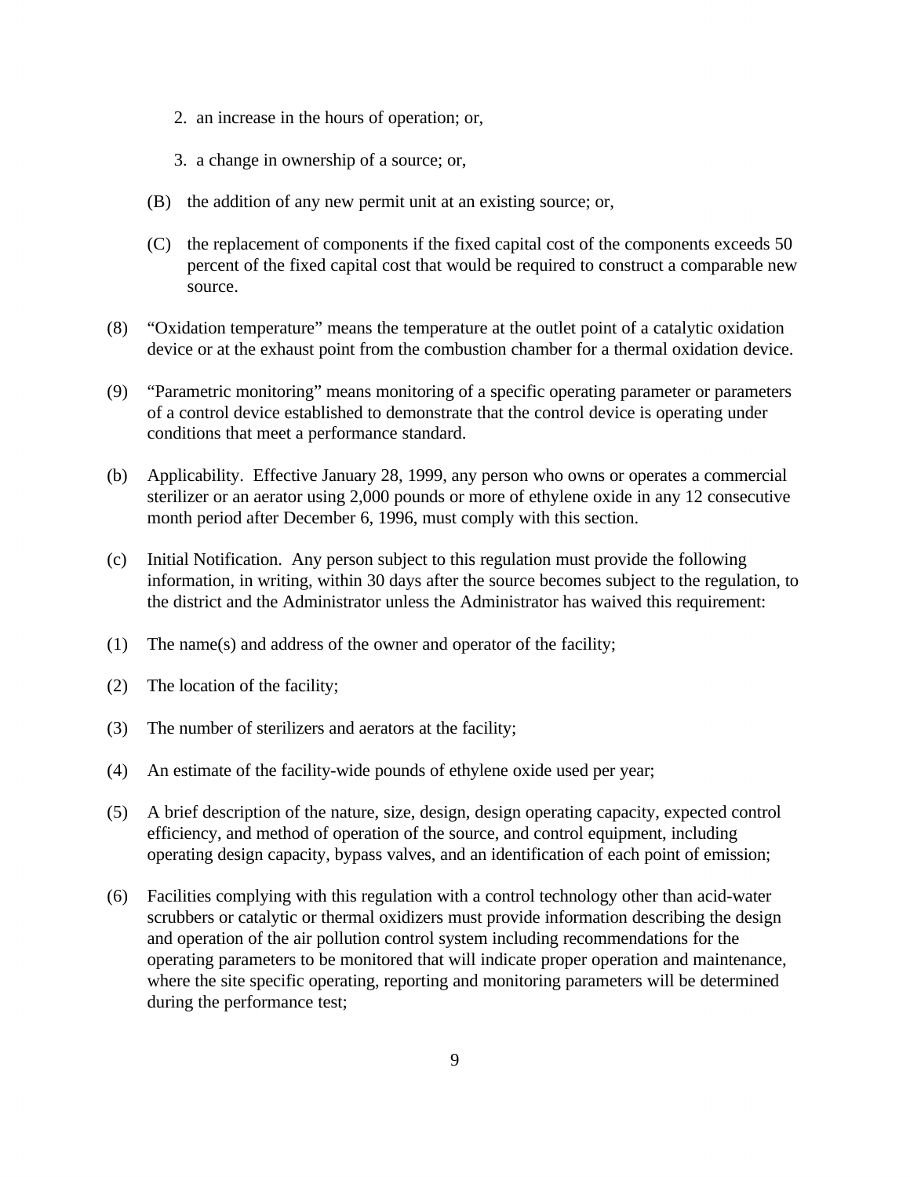2. an increase in the hours of operation; or,

3. a change in ownership of a source; or,

(B) the addition of any new permit unit at an existing source; or,

(C) the replacement of components if the fixed capital cost of the components exceeds 50 percent of the fixed capital cost that would be required to construct a comparable new source.

(8) "Oxidation temperature" means the temperature at the outlet point of a catalytic oxidation device or at the exhaust point from the combustion chamber for a thermal oxidation device.

(9) "Parametric monitoring" means monitoring of a specific operating parameter or parameters of a control device established to demonstrate that the control device is operating under conditions that meet a performance standard.

(b) Applicability. Effective January 28, 1999, any person who owns or operates a commercial sterilizer or an aerator using 2,000 pounds or more of ethylene oxide in any 12 consecutive month period after December 6, 1996, must comply with this section.

(c) Initial Notification. Any person subject to this regulation must provide the following information, in writing, within 30 days after the source becomes subject to the regulation, to the district and the Administrator unless the Administrator has waived this requirement:

(1) The name(s) and address of the owner and operator of the facility;

(2) The location of the facility;

(3) The number of sterilizers and aerators at the facility;

(4) An estimate of the facility-wide pounds of ethylene oxide used per year;

(5) A brief description of the nature, size, design, design operating capacity, expected control efficiency, and method of operation of the source, and control equipment, including operating design capacity, bypass valves, and an identification of each point of emission;

(6) Facilities complying with this regulation with a control technology other than acid-water scrubbers or catalytic or thermal oxidizers must provide information describing the design and operation of the air pollution control system including recommendations for the operating parameters to be monitored that will indicate proper operation and maintenance, where the site specific operating, reporting and monitoring parameters will be determined during the performance test;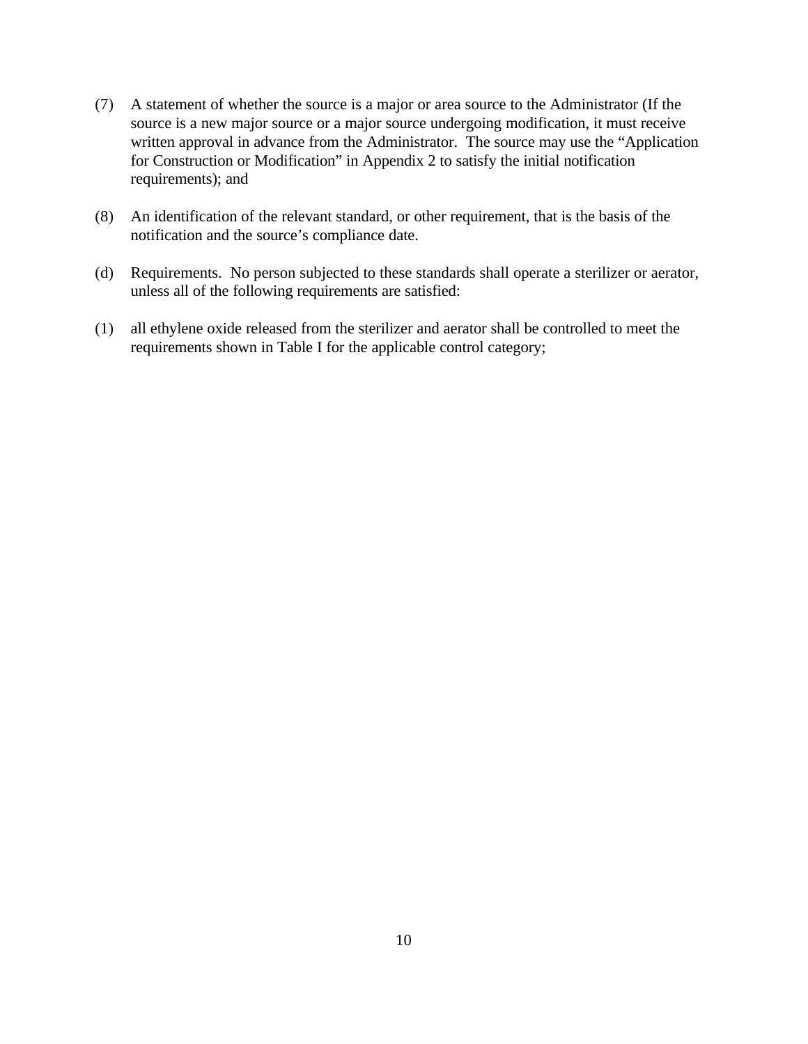(7) A statement of whether the source is a major or area source to the Administrator (If the source is a new major source or a major source undergoing modification, it must receive written approval in advance from the Administrator. The source may use the "Application for Construction or Modification" in Appendix 2 to satisfy the initial notification requirements); and

(8) An identification of the relevant standard, or other requirement, that is the basis of the notification and the source's compliance date.

(d) Requirements. No person subjected to these standards shall operate a sterilizer or aerator, unless all of the following requirements are satisfied:

(1) all ethylene oxide released from the sterilizer and aerator shall be controlled to meet the requirements shown in Table I for the applicable control category;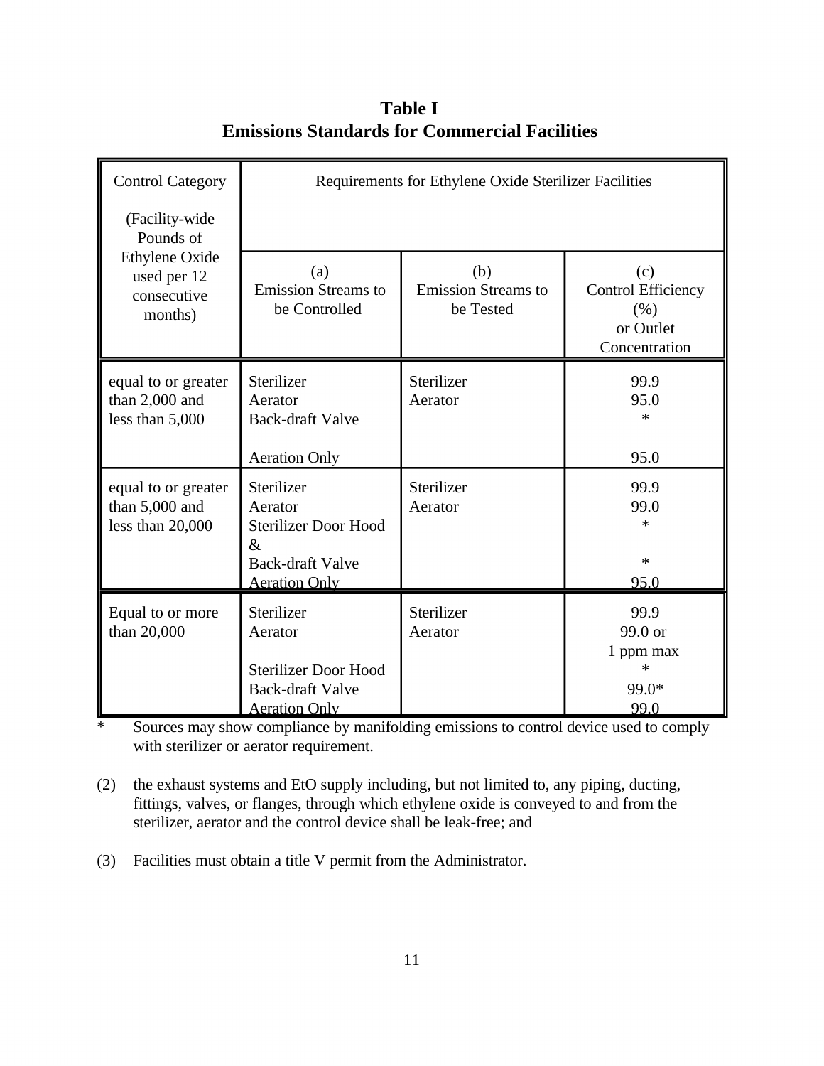**Table I**
**Emissions Standards for Commercial Facilities**

| Control Category (Facility-wide Pounds of Ethylene Oxide used per 12 consecutive months) | Requirements for Ethylene Oxide Sterilizer Facilities | | |
|---|---|---|---|
| | (a) Emission Streams to be Controlled | (b) Emission Streams to be Tested | (c) Control Efficiency (%) or Outlet Concentration |
| equal to or greater than 2,000 and less than 5,000 | Sterilizer<br>Aerator<br>Back-draft Valve<br><br>Aeration Only | Sterilizer<br>Aerator | 99.9<br>95.0<br>*<br><br>95.0 |
| equal to or greater than 5,000 and less than 20,000 | Sterilizer<br>Aerator<br>Sterilizer Door Hood &<br>Back-draft Valve<br>Aeration Only | Sterilizer<br>Aerator | 99.9<br>99.0<br>*<br><br>*<br>95.0 |
| Equal to or more than 20,000 | Sterilizer<br>Aerator<br><br>Sterilizer Door Hood<br>Back-draft Valve<br>Aeration Only | Sterilizer<br>Aerator | 99.9<br>99.0 or<br>1 ppm max<br>*<br>99.0*<br>99.0 |

\* Sources may show compliance by manifolding emissions to control device used to comply with sterilizer or aerator requirement.

(2) the exhaust systems and EtO supply including, but not limited to, any piping, ducting, fittings, valves, or flanges, through which ethylene oxide is conveyed to and from the sterilizer, aerator and the control device shall be leak-free; and

(3) Facilities must obtain a title V permit from the Administrator.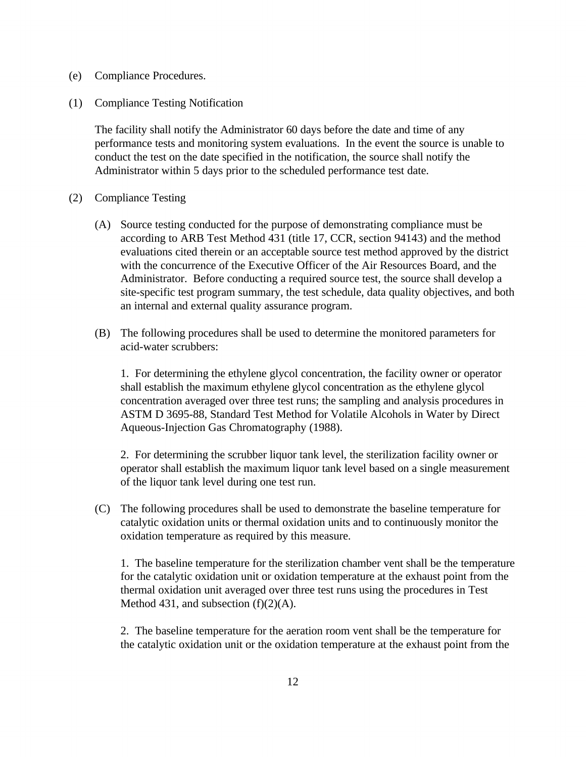(e) Compliance Procedures.

(1) Compliance Testing Notification

The facility shall notify the Administrator 60 days before the date and time of any performance tests and monitoring system evaluations. In the event the source is unable to conduct the test on the date specified in the notification, the source shall notify the Administrator within 5 days prior to the scheduled performance test date.

(2) Compliance Testing

(A) Source testing conducted for the purpose of demonstrating compliance must be according to ARB Test Method 431 (title 17, CCR, section 94143) and the method evaluations cited therein or an acceptable source test method approved by the district with the concurrence of the Executive Officer of the Air Resources Board, and the Administrator. Before conducting a required source test, the source shall develop a site-specific test program summary, the test schedule, data quality objectives, and both an internal and external quality assurance program.

(B) The following procedures shall be used to determine the monitored parameters for acid-water scrubbers:

1. For determining the ethylene glycol concentration, the facility owner or operator shall establish the maximum ethylene glycol concentration as the ethylene glycol concentration averaged over three test runs; the sampling and analysis procedures in ASTM D 3695-88, Standard Test Method for Volatile Alcohols in Water by Direct Aqueous-Injection Gas Chromatography (1988).

2. For determining the scrubber liquor tank level, the sterilization facility owner or operator shall establish the maximum liquor tank level based on a single measurement of the liquor tank level during one test run.

(C) The following procedures shall be used to demonstrate the baseline temperature for catalytic oxidation units or thermal oxidation units and to continuously monitor the oxidation temperature as required by this measure.

1. The baseline temperature for the sterilization chamber vent shall be the temperature for the catalytic oxidation unit or oxidation temperature at the exhaust point from the thermal oxidation unit averaged over three test runs using the procedures in Test Method 431, and subsection (f)(2)(A).

2. The baseline temperature for the aeration room vent shall be the temperature for the catalytic oxidation unit or the oxidation temperature at the exhaust point from the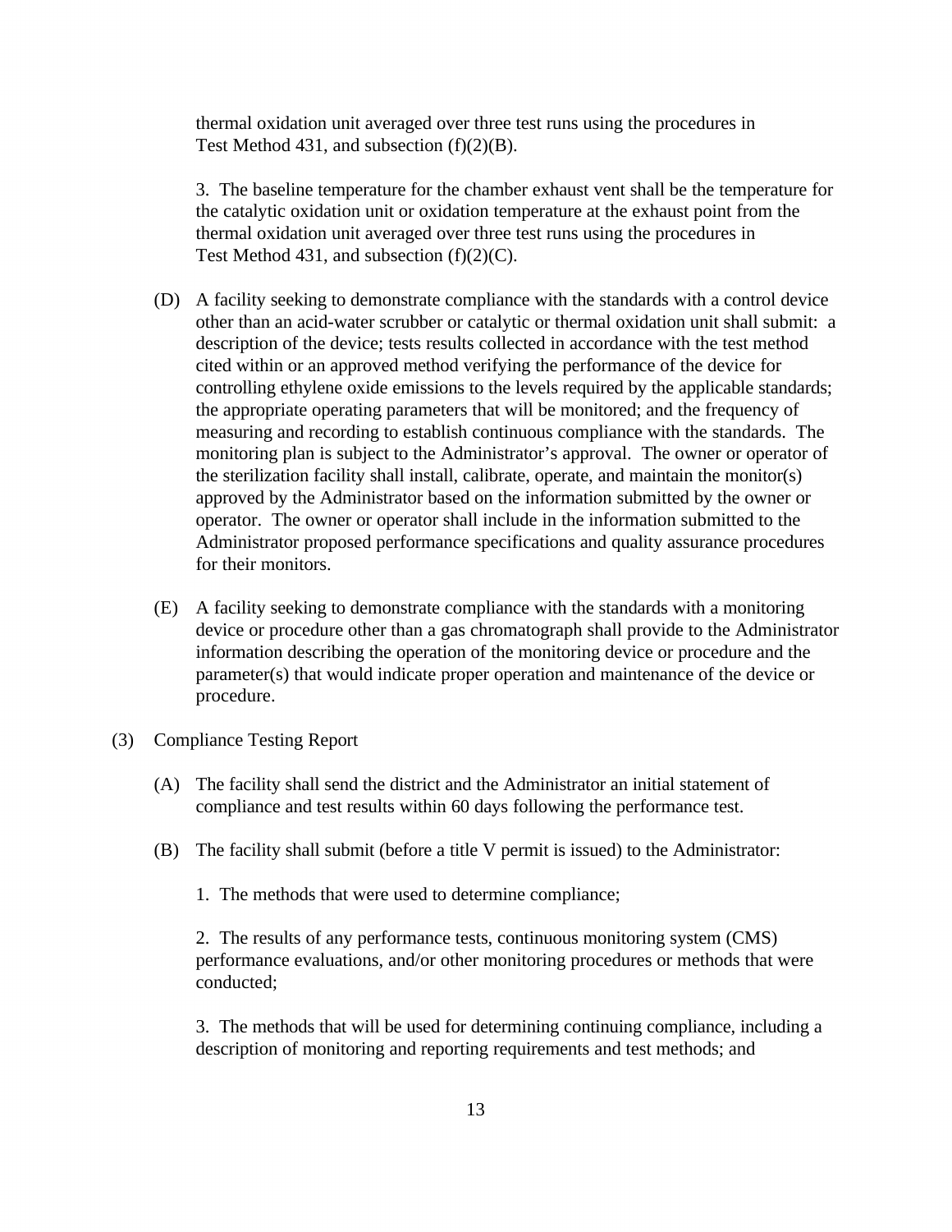thermal oxidation unit averaged over three test runs using the procedures in Test Method 431, and subsection (f)(2)(B).

3. The baseline temperature for the chamber exhaust vent shall be the temperature for the catalytic oxidation unit or oxidation temperature at the exhaust point from the thermal oxidation unit averaged over three test runs using the procedures in Test Method 431, and subsection (f)(2)(C).

(D) A facility seeking to demonstrate compliance with the standards with a control device other than an acid-water scrubber or catalytic or thermal oxidation unit shall submit: a description of the device; tests results collected in accordance with the test method cited within or an approved method verifying the performance of the device for controlling ethylene oxide emissions to the levels required by the applicable standards; the appropriate operating parameters that will be monitored; and the frequency of measuring and recording to establish continuous compliance with the standards. The monitoring plan is subject to the Administrator's approval. The owner or operator of the sterilization facility shall install, calibrate, operate, and maintain the monitor(s) approved by the Administrator based on the information submitted by the owner or operator. The owner or operator shall include in the information submitted to the Administrator proposed performance specifications and quality assurance procedures for their monitors.

(E) A facility seeking to demonstrate compliance with the standards with a monitoring device or procedure other than a gas chromatograph shall provide to the Administrator information describing the operation of the monitoring device or procedure and the parameter(s) that would indicate proper operation and maintenance of the device or procedure.

(3) Compliance Testing Report

(A) The facility shall send the district and the Administrator an initial statement of compliance and test results within 60 days following the performance test.

(B) The facility shall submit (before a title V permit is issued) to the Administrator:

1. The methods that were used to determine compliance;

2. The results of any performance tests, continuous monitoring system (CMS) performance evaluations, and/or other monitoring procedures or methods that were conducted;

3. The methods that will be used for determining continuing compliance, including a description of monitoring and reporting requirements and test methods; and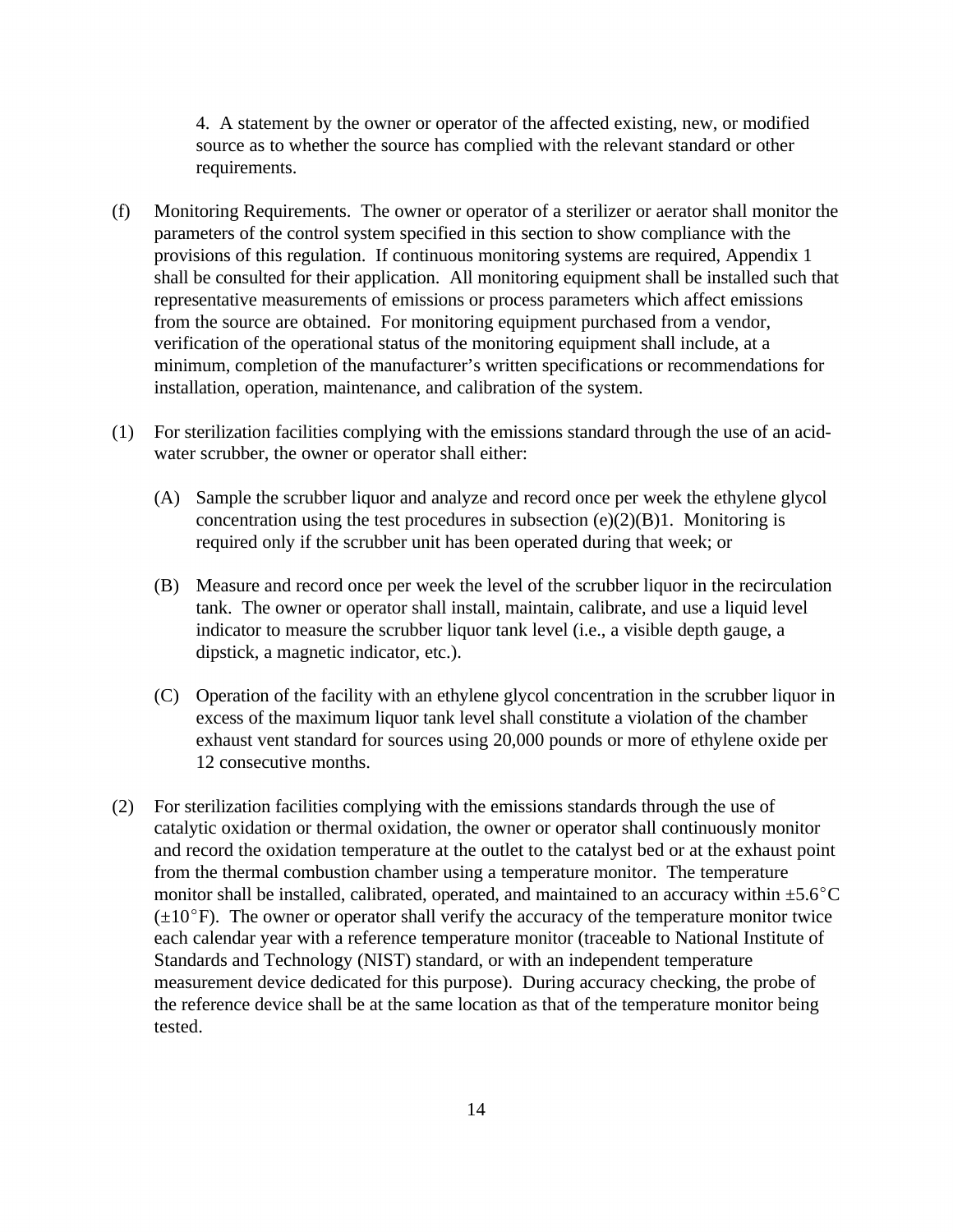4. A statement by the owner or operator of the affected existing, new, or modified source as to whether the source has complied with the relevant standard or other requirements.

(f) Monitoring Requirements. The owner or operator of a sterilizer or aerator shall monitor the parameters of the control system specified in this section to show compliance with the provisions of this regulation. If continuous monitoring systems are required, Appendix 1 shall be consulted for their application. All monitoring equipment shall be installed such that representative measurements of emissions or process parameters which affect emissions from the source are obtained. For monitoring equipment purchased from a vendor, verification of the operational status of the monitoring equipment shall include, at a minimum, completion of the manufacturer's written specifications or recommendations for installation, operation, maintenance, and calibration of the system.

(1) For sterilization facilities complying with the emissions standard through the use of an acid-water scrubber, the owner or operator shall either:

(A) Sample the scrubber liquor and analyze and record once per week the ethylene glycol concentration using the test procedures in subsection (e)(2)(B)1. Monitoring is required only if the scrubber unit has been operated during that week; or

(B) Measure and record once per week the level of the scrubber liquor in the recirculation tank. The owner or operator shall install, maintain, calibrate, and use a liquid level indicator to measure the scrubber liquor tank level (i.e., a visible depth gauge, a dipstick, a magnetic indicator, etc.).

(C) Operation of the facility with an ethylene glycol concentration in the scrubber liquor in excess of the maximum liquor tank level shall constitute a violation of the chamber exhaust vent standard for sources using 20,000 pounds or more of ethylene oxide per 12 consecutive months.

(2) For sterilization facilities complying with the emissions standards through the use of catalytic oxidation or thermal oxidation, the owner or operator shall continuously monitor and record the oxidation temperature at the outlet to the catalyst bed or at the exhaust point from the thermal combustion chamber using a temperature monitor. The temperature monitor shall be installed, calibrated, operated, and maintained to an accuracy within ±5.6°C (±10°F). The owner or operator shall verify the accuracy of the temperature monitor twice each calendar year with a reference temperature monitor (traceable to National Institute of Standards and Technology (NIST) standard, or with an independent temperature measurement device dedicated for this purpose). During accuracy checking, the probe of the reference device shall be at the same location as that of the temperature monitor being tested.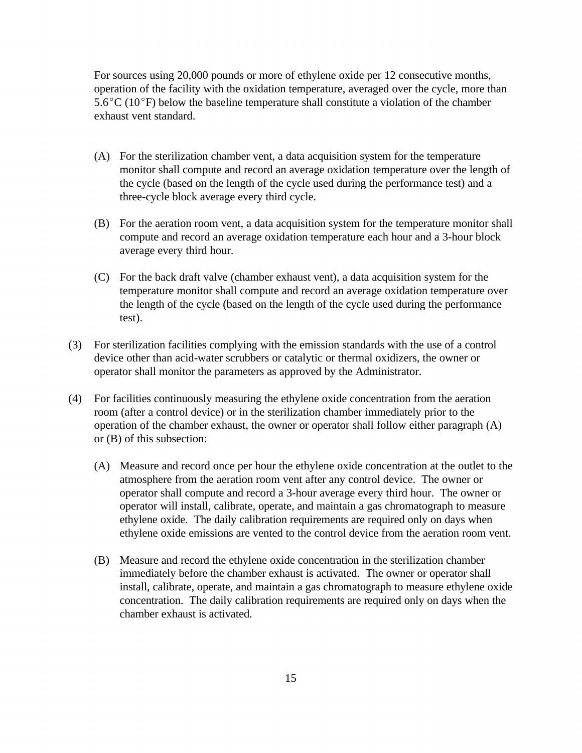For sources using 20,000 pounds or more of ethylene oxide per 12 consecutive months, operation of the facility with the oxidation temperature, averaged over the cycle, more than 5.6°C (10°F) below the baseline temperature shall constitute a violation of the chamber exhaust vent standard.

(A) For the sterilization chamber vent, a data acquisition system for the temperature monitor shall compute and record an average oxidation temperature over the length of the cycle (based on the length of the cycle used during the performance test) and a three-cycle block average every third cycle.

(B) For the aeration room vent, a data acquisition system for the temperature monitor shall compute and record an average oxidation temperature each hour and a 3-hour block average every third hour.

(C) For the back draft valve (chamber exhaust vent), a data acquisition system for the temperature monitor shall compute and record an average oxidation temperature over the length of the cycle (based on the length of the cycle used during the performance test).

(3) For sterilization facilities complying with the emission standards with the use of a control device other than acid-water scrubbers or catalytic or thermal oxidizers, the owner or operator shall monitor the parameters as approved by the Administrator.

(4) For facilities continuously measuring the ethylene oxide concentration from the aeration room (after a control device) or in the sterilization chamber immediately prior to the operation of the chamber exhaust, the owner or operator shall follow either paragraph (A) or (B) of this subsection:

(A) Measure and record once per hour the ethylene oxide concentration at the outlet to the atmosphere from the aeration room vent after any control device. The owner or operator shall compute and record a 3-hour average every third hour. The owner or operator will install, calibrate, operate, and maintain a gas chromatograph to measure ethylene oxide. The daily calibration requirements are required only on days when ethylene oxide emissions are vented to the control device from the aeration room vent.

(B) Measure and record the ethylene oxide concentration in the sterilization chamber immediately before the chamber exhaust is activated. The owner or operator shall install, calibrate, operate, and maintain a gas chromatograph to measure ethylene oxide concentration. The daily calibration requirements are required only on days when the chamber exhaust is activated.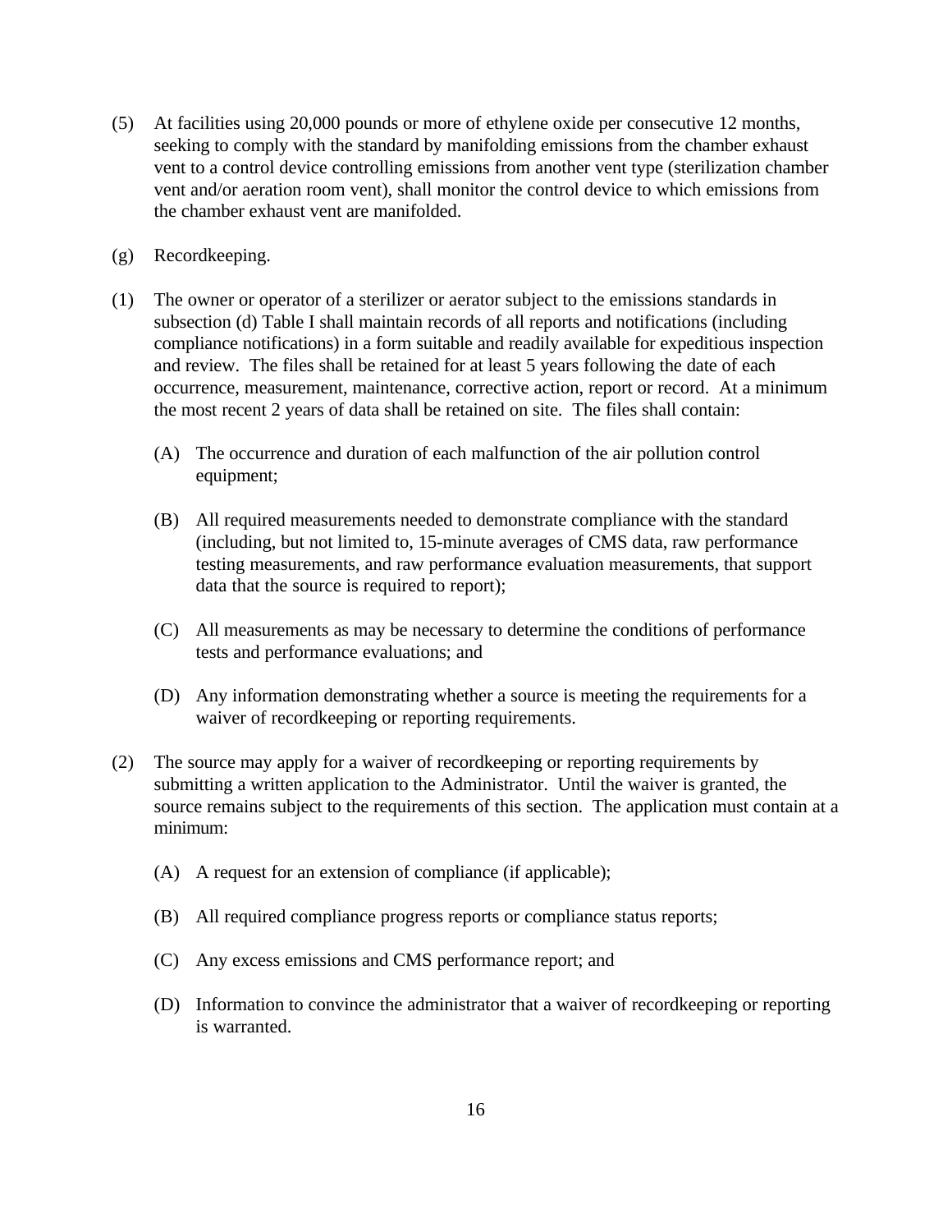(5) At facilities using 20,000 pounds or more of ethylene oxide per consecutive 12 months, seeking to comply with the standard by manifolding emissions from the chamber exhaust vent to a control device controlling emissions from another vent type (sterilization chamber vent and/or aeration room vent), shall monitor the control device to which emissions from the chamber exhaust vent are manifolded.

(g) Recordkeeping.

(1) The owner or operator of a sterilizer or aerator subject to the emissions standards in subsection (d) Table I shall maintain records of all reports and notifications (including compliance notifications) in a form suitable and readily available for expeditious inspection and review. The files shall be retained for at least 5 years following the date of each occurrence, measurement, maintenance, corrective action, report or record. At a minimum the most recent 2 years of data shall be retained on site. The files shall contain:

   (A) The occurrence and duration of each malfunction of the air pollution control equipment;

   (B) All required measurements needed to demonstrate compliance with the standard (including, but not limited to, 15-minute averages of CMS data, raw performance testing measurements, and raw performance evaluation measurements, that support data that the source is required to report);

   (C) All measurements as may be necessary to determine the conditions of performance tests and performance evaluations; and

   (D) Any information demonstrating whether a source is meeting the requirements for a waiver of recordkeeping or reporting requirements.

(2) The source may apply for a waiver of recordkeeping or reporting requirements by submitting a written application to the Administrator. Until the waiver is granted, the source remains subject to the requirements of this section. The application must contain at a minimum:

   (A) A request for an extension of compliance (if applicable);

   (B) All required compliance progress reports or compliance status reports;

   (C) Any excess emissions and CMS performance report; and

   (D) Information to convince the administrator that a waiver of recordkeeping or reporting is warranted.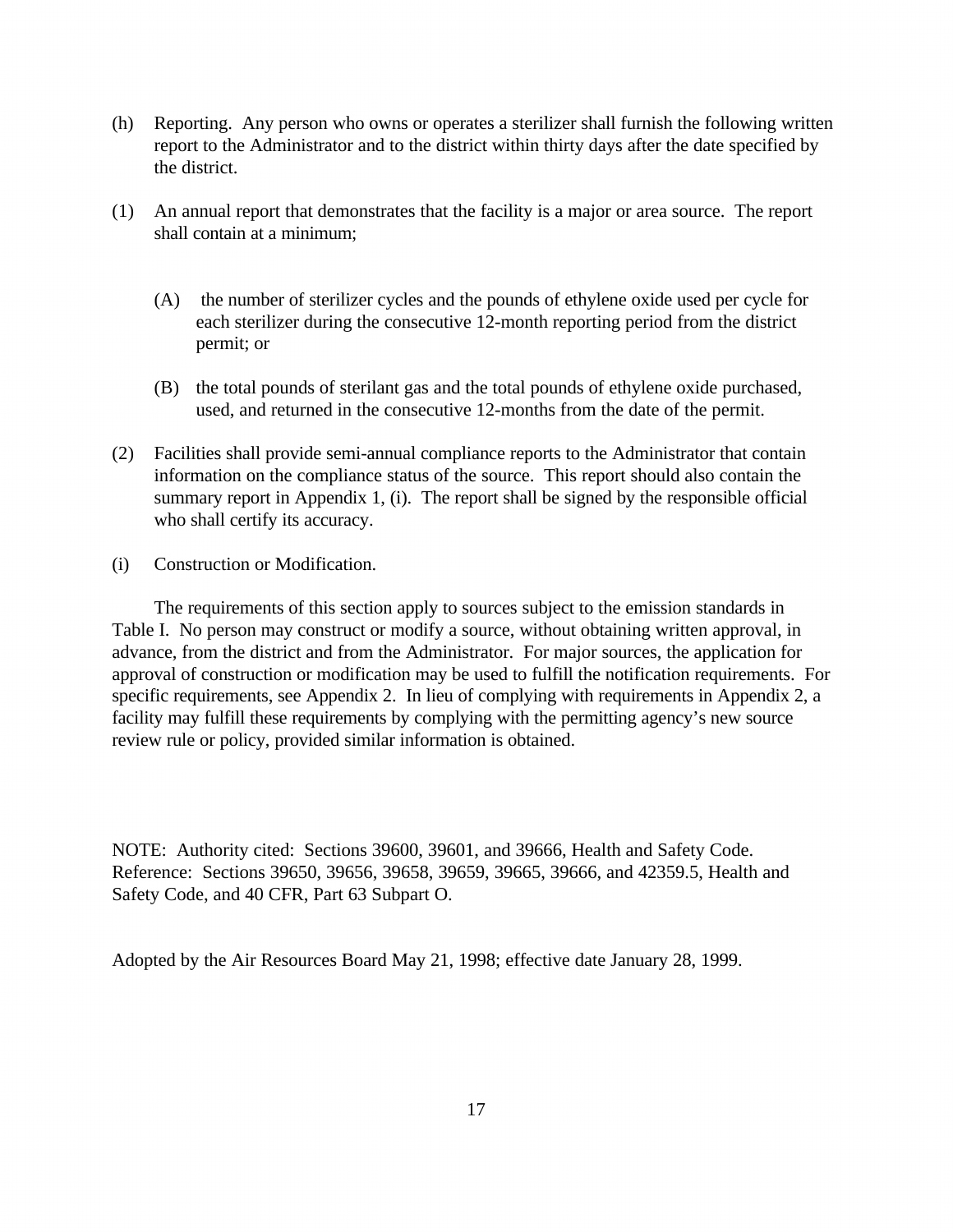(h) Reporting. Any person who owns or operates a sterilizer shall furnish the following written report to the Administrator and to the district within thirty days after the date specified by the district.

(1) An annual report that demonstrates that the facility is a major or area source. The report shall contain at a minimum;

(A) the number of sterilizer cycles and the pounds of ethylene oxide used per cycle for each sterilizer during the consecutive 12-month reporting period from the district permit; or

(B) the total pounds of sterilant gas and the total pounds of ethylene oxide purchased, used, and returned in the consecutive 12-months from the date of the permit.

(2) Facilities shall provide semi-annual compliance reports to the Administrator that contain information on the compliance status of the source. This report should also contain the summary report in Appendix 1, (i). The report shall be signed by the responsible official who shall certify its accuracy.

(i) Construction or Modification.

The requirements of this section apply to sources subject to the emission standards in Table I. No person may construct or modify a source, without obtaining written approval, in advance, from the district and from the Administrator. For major sources, the application for approval of construction or modification may be used to fulfill the notification requirements. For specific requirements, see Appendix 2. In lieu of complying with requirements in Appendix 2, a facility may fulfill these requirements by complying with the permitting agency's new source review rule or policy, provided similar information is obtained.

NOTE: Authority cited: Sections 39600, 39601, and 39666, Health and Safety Code. Reference: Sections 39650, 39656, 39658, 39659, 39665, 39666, and 42359.5, Health and Safety Code, and 40 CFR, Part 63 Subpart O.

Adopted by the Air Resources Board May 21, 1998; effective date January 28, 1999.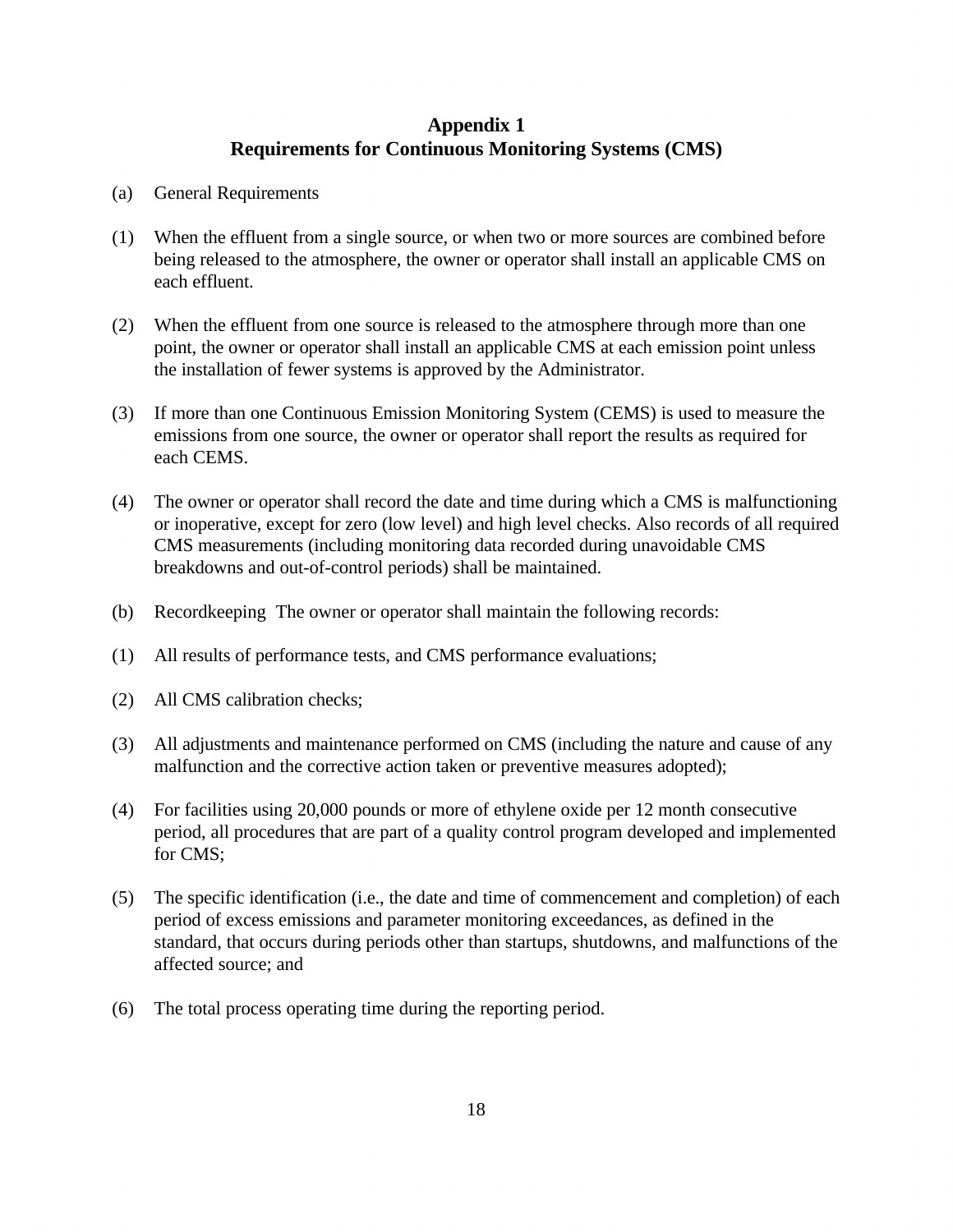## Appendix 1
## Requirements for Continuous Monitoring Systems (CMS)

(a) General Requirements

(1) When the effluent from a single source, or when two or more sources are combined before being released to the atmosphere, the owner or operator shall install an applicable CMS on each effluent.

(2) When the effluent from one source is released to the atmosphere through more than one point, the owner or operator shall install an applicable CMS at each emission point unless the installation of fewer systems is approved by the Administrator.

(3) If more than one Continuous Emission Monitoring System (CEMS) is used to measure the emissions from one source, the owner or operator shall report the results as required for each CEMS.

(4) The owner or operator shall record the date and time during which a CMS is malfunctioning or inoperative, except for zero (low level) and high level checks. Also records of all required CMS measurements (including monitoring data recorded during unavoidable CMS breakdowns and out-of-control periods) shall be maintained.

(b) Recordkeeping The owner or operator shall maintain the following records:

(1) All results of performance tests, and CMS performance evaluations;

(2) All CMS calibration checks;

(3) All adjustments and maintenance performed on CMS (including the nature and cause of any malfunction and the corrective action taken or preventive measures adopted);

(4) For facilities using 20,000 pounds or more of ethylene oxide per 12 month consecutive period, all procedures that are part of a quality control program developed and implemented for CMS;

(5) The specific identification (i.e., the date and time of commencement and completion) of each period of excess emissions and parameter monitoring exceedances, as defined in the standard, that occurs during periods other than startups, shutdowns, and malfunctions of the affected source; and

(6) The total process operating time during the reporting period.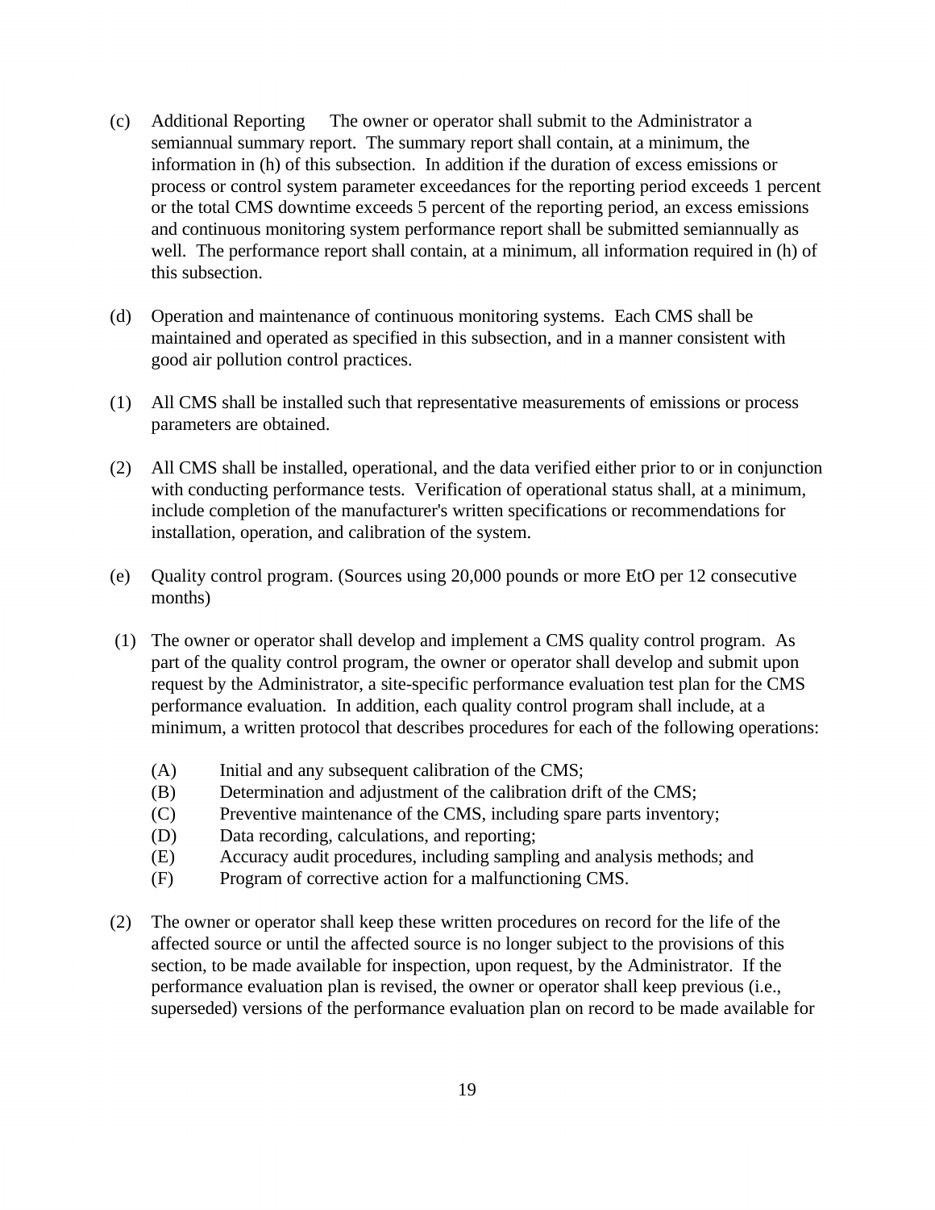(c) Additional Reporting The owner or operator shall submit to the Administrator a semiannual summary report. The summary report shall contain, at a minimum, the information in (h) of this subsection. In addition if the duration of excess emissions or process or control system parameter exceedances for the reporting period exceeds 1 percent or the total CMS downtime exceeds 5 percent of the reporting period, an excess emissions and continuous monitoring system performance report shall be submitted semiannually as well. The performance report shall contain, at a minimum, all information required in (h) of this subsection.

(d) Operation and maintenance of continuous monitoring systems. Each CMS shall be maintained and operated as specified in this subsection, and in a manner consistent with good air pollution control practices.

(1) All CMS shall be installed such that representative measurements of emissions or process parameters are obtained.

(2) All CMS shall be installed, operational, and the data verified either prior to or in conjunction with conducting performance tests. Verification of operational status shall, at a minimum, include completion of the manufacturer's written specifications or recommendations for installation, operation, and calibration of the system.

(e) Quality control program. (Sources using 20,000 pounds or more EtO per 12 consecutive months)

(1) The owner or operator shall develop and implement a CMS quality control program. As part of the quality control program, the owner or operator shall develop and submit upon request by the Administrator, a site-specific performance evaluation test plan for the CMS performance evaluation. In addition, each quality control program shall include, at a minimum, a written protocol that describes procedures for each of the following operations:

  (A) Initial and any subsequent calibration of the CMS;
  (B) Determination and adjustment of the calibration drift of the CMS;
  (C) Preventive maintenance of the CMS, including spare parts inventory;
  (D) Data recording, calculations, and reporting;
  (E) Accuracy audit procedures, including sampling and analysis methods; and
  (F) Program of corrective action for a malfunctioning CMS.

(2) The owner or operator shall keep these written procedures on record for the life of the affected source or until the affected source is no longer subject to the provisions of this section, to be made available for inspection, upon request, by the Administrator. If the performance evaluation plan is revised, the owner or operator shall keep previous (i.e., superseded) versions of the performance evaluation plan on record to be made available for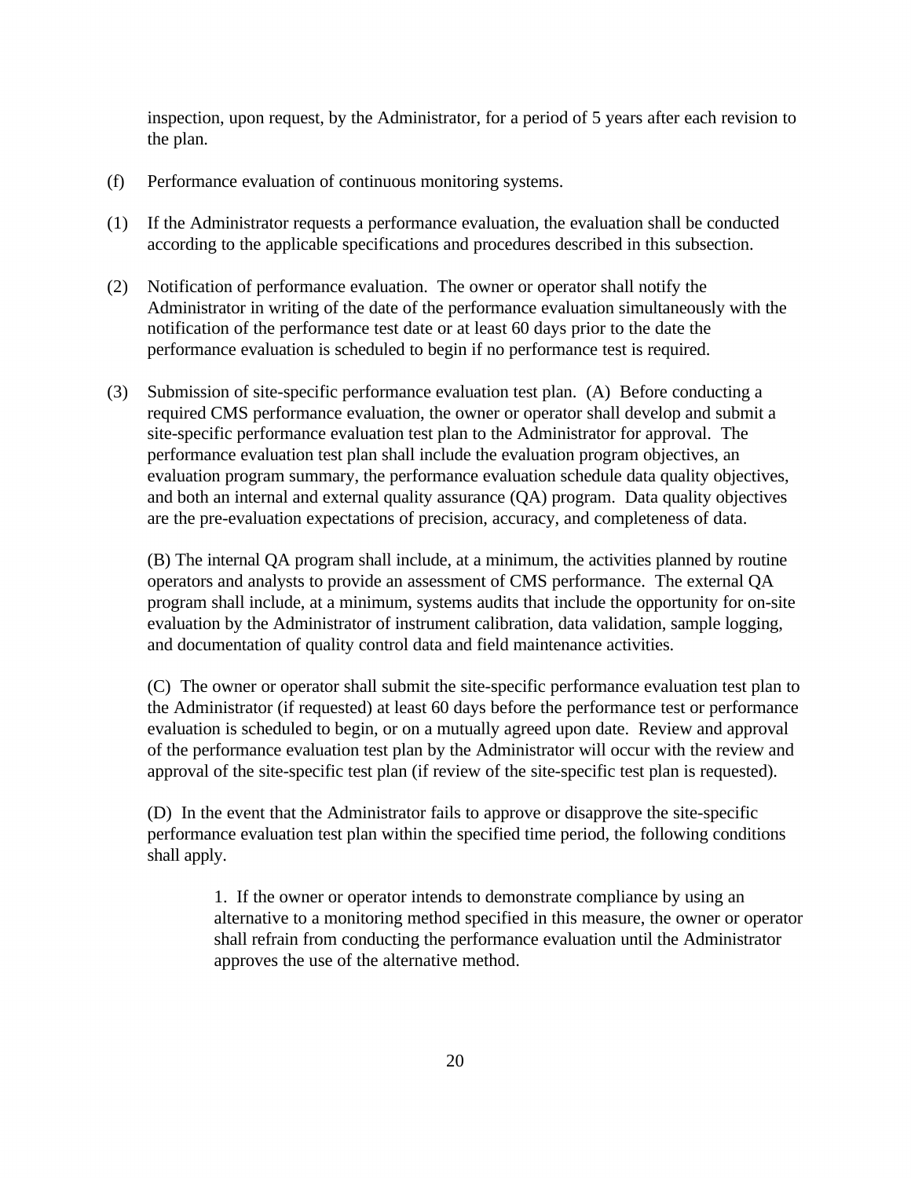inspection, upon request, by the Administrator, for a period of 5 years after each revision to the plan.

(f) Performance evaluation of continuous monitoring systems.

(1) If the Administrator requests a performance evaluation, the evaluation shall be conducted according to the applicable specifications and procedures described in this subsection.

(2) Notification of performance evaluation. The owner or operator shall notify the Administrator in writing of the date of the performance evaluation simultaneously with the notification of the performance test date or at least 60 days prior to the date the performance evaluation is scheduled to begin if no performance test is required.

(3) Submission of site-specific performance evaluation test plan. (A) Before conducting a required CMS performance evaluation, the owner or operator shall develop and submit a site-specific performance evaluation test plan to the Administrator for approval. The performance evaluation test plan shall include the evaluation program objectives, an evaluation program summary, the performance evaluation schedule data quality objectives, and both an internal and external quality assurance (QA) program. Data quality objectives are the pre-evaluation expectations of precision, accuracy, and completeness of data.

(B) The internal QA program shall include, at a minimum, the activities planned by routine operators and analysts to provide an assessment of CMS performance. The external QA program shall include, at a minimum, systems audits that include the opportunity for on-site evaluation by the Administrator of instrument calibration, data validation, sample logging, and documentation of quality control data and field maintenance activities.

(C) The owner or operator shall submit the site-specific performance evaluation test plan to the Administrator (if requested) at least 60 days before the performance test or performance evaluation is scheduled to begin, or on a mutually agreed upon date. Review and approval of the performance evaluation test plan by the Administrator will occur with the review and approval of the site-specific test plan (if review of the site-specific test plan is requested).

(D) In the event that the Administrator fails to approve or disapprove the site-specific performance evaluation test plan within the specified time period, the following conditions shall apply.

1. If the owner or operator intends to demonstrate compliance by using an alternative to a monitoring method specified in this measure, the owner or operator shall refrain from conducting the performance evaluation until the Administrator approves the use of the alternative method.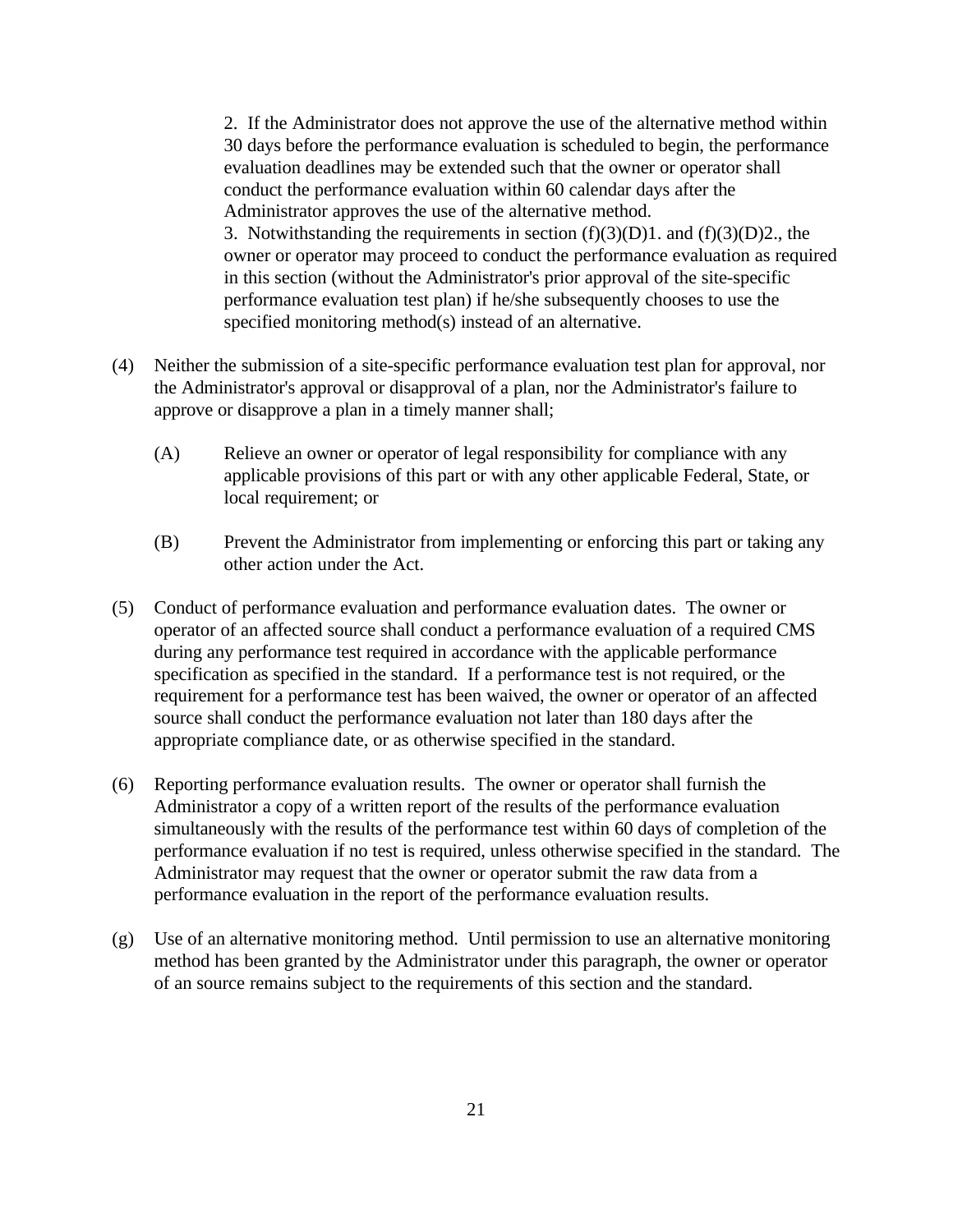2. If the Administrator does not approve the use of the alternative method within 30 days before the performance evaluation is scheduled to begin, the performance evaluation deadlines may be extended such that the owner or operator shall conduct the performance evaluation within 60 calendar days after the Administrator approves the use of the alternative method.

3. Notwithstanding the requirements in section (f)(3)(D)1. and (f)(3)(D)2., the owner or operator may proceed to conduct the performance evaluation as required in this section (without the Administrator's prior approval of the site-specific performance evaluation test plan) if he/she subsequently chooses to use the specified monitoring method(s) instead of an alternative.

(4) Neither the submission of a site-specific performance evaluation test plan for approval, nor the Administrator's approval or disapproval of a plan, nor the Administrator's failure to approve or disapprove a plan in a timely manner shall;

(A) Relieve an owner or operator of legal responsibility for compliance with any applicable provisions of this part or with any other applicable Federal, State, or local requirement; or

(B) Prevent the Administrator from implementing or enforcing this part or taking any other action under the Act.

(5) Conduct of performance evaluation and performance evaluation dates. The owner or operator of an affected source shall conduct a performance evaluation of a required CMS during any performance test required in accordance with the applicable performance specification as specified in the standard. If a performance test is not required, or the requirement for a performance test has been waived, the owner or operator of an affected source shall conduct the performance evaluation not later than 180 days after the appropriate compliance date, or as otherwise specified in the standard.

(6) Reporting performance evaluation results. The owner or operator shall furnish the Administrator a copy of a written report of the results of the performance evaluation simultaneously with the results of the performance test within 60 days of completion of the performance evaluation if no test is required, unless otherwise specified in the standard. The Administrator may request that the owner or operator submit the raw data from a performance evaluation in the report of the performance evaluation results.

(g) Use of an alternative monitoring method. Until permission to use an alternative monitoring method has been granted by the Administrator under this paragraph, the owner or operator of an source remains subject to the requirements of this section and the standard.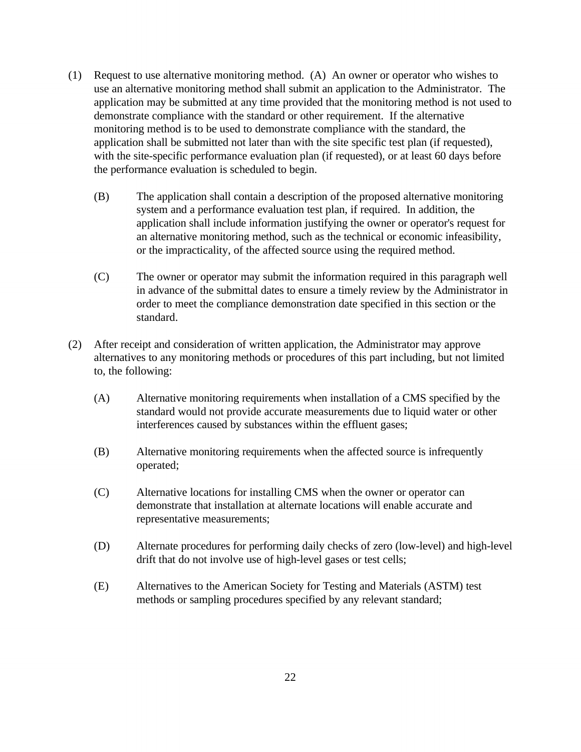(1) Request to use alternative monitoring method. (A) An owner or operator who wishes to use an alternative monitoring method shall submit an application to the Administrator. The application may be submitted at any time provided that the monitoring method is not used to demonstrate compliance with the standard or other requirement. If the alternative monitoring method is to be used to demonstrate compliance with the standard, the application shall be submitted not later than with the site specific test plan (if requested), with the site-specific performance evaluation plan (if requested), or at least 60 days before the performance evaluation is scheduled to begin.

   (B) The application shall contain a description of the proposed alternative monitoring system and a performance evaluation test plan, if required. In addition, the application shall include information justifying the owner or operator's request for an alternative monitoring method, such as the technical or economic infeasibility, or the impracticality, of the affected source using the required method.

   (C) The owner or operator may submit the information required in this paragraph well in advance of the submittal dates to ensure a timely review by the Administrator in order to meet the compliance demonstration date specified in this section or the standard.

(2) After receipt and consideration of written application, the Administrator may approve alternatives to any monitoring methods or procedures of this part including, but not limited to, the following:

   (A) Alternative monitoring requirements when installation of a CMS specified by the standard would not provide accurate measurements due to liquid water or other interferences caused by substances within the effluent gases;

   (B) Alternative monitoring requirements when the affected source is infrequently operated;

   (C) Alternative locations for installing CMS when the owner or operator can demonstrate that installation at alternate locations will enable accurate and representative measurements;

   (D) Alternate procedures for performing daily checks of zero (low-level) and high-level drift that do not involve use of high-level gases or test cells;

   (E) Alternatives to the American Society for Testing and Materials (ASTM) test methods or sampling procedures specified by any relevant standard;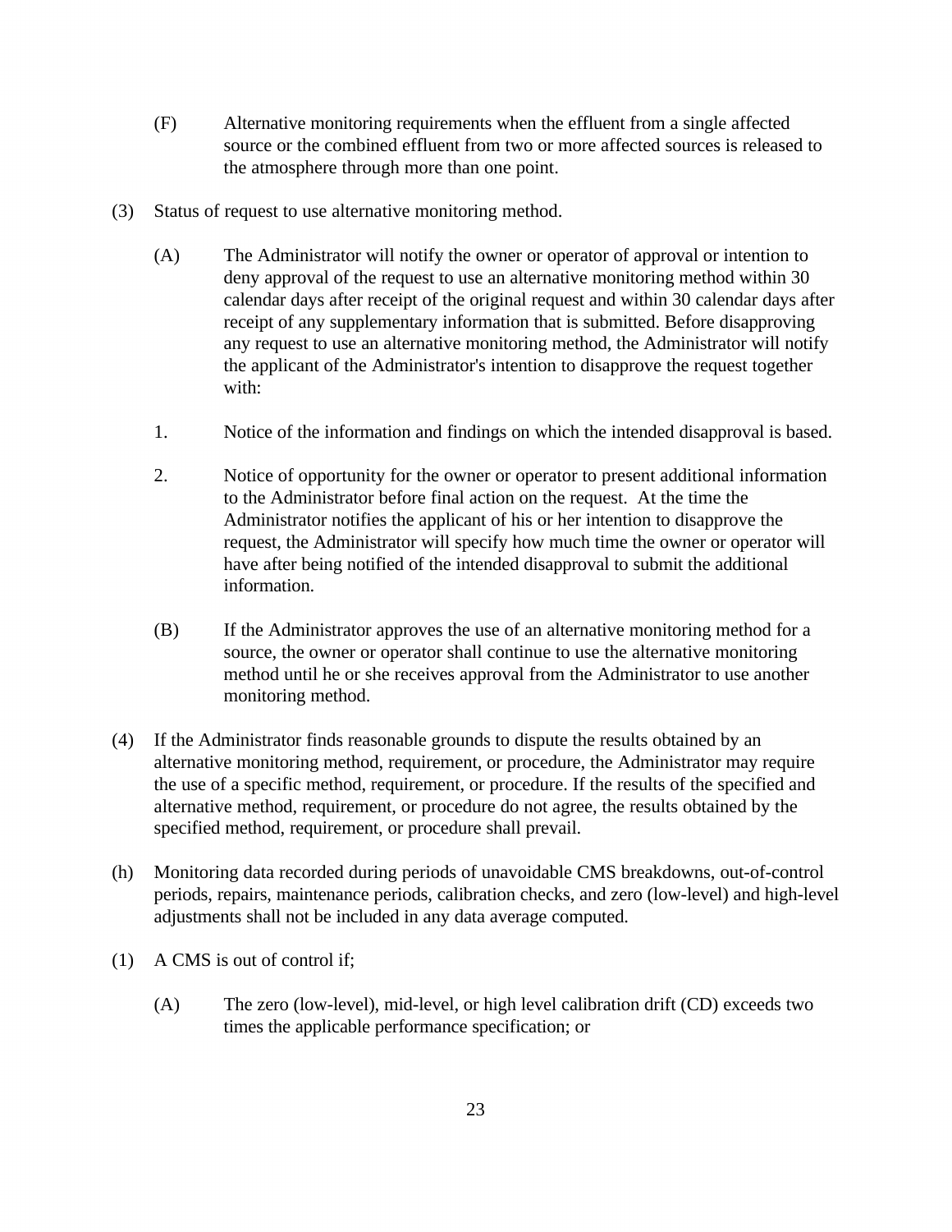(F) Alternative monitoring requirements when the effluent from a single affected source or the combined effluent from two or more affected sources is released to the atmosphere through more than one point.

(3) Status of request to use alternative monitoring method.

(A) The Administrator will notify the owner or operator of approval or intention to deny approval of the request to use an alternative monitoring method within 30 calendar days after receipt of the original request and within 30 calendar days after receipt of any supplementary information that is submitted. Before disapproving any request to use an alternative monitoring method, the Administrator will notify the applicant of the Administrator's intention to disapprove the request together with:

1. Notice of the information and findings on which the intended disapproval is based.

2. Notice of opportunity for the owner or operator to present additional information to the Administrator before final action on the request. At the time the Administrator notifies the applicant of his or her intention to disapprove the request, the Administrator will specify how much time the owner or operator will have after being notified of the intended disapproval to submit the additional information.

(B) If the Administrator approves the use of an alternative monitoring method for a source, the owner or operator shall continue to use the alternative monitoring method until he or she receives approval from the Administrator to use another monitoring method.

(4) If the Administrator finds reasonable grounds to dispute the results obtained by an alternative monitoring method, requirement, or procedure, the Administrator may require the use of a specific method, requirement, or procedure. If the results of the specified and alternative method, requirement, or procedure do not agree, the results obtained by the specified method, requirement, or procedure shall prevail.

(h) Monitoring data recorded during periods of unavoidable CMS breakdowns, out-of-control periods, repairs, maintenance periods, calibration checks, and zero (low-level) and high-level adjustments shall not be included in any data average computed.

(1) A CMS is out of control if;

(A) The zero (low-level), mid-level, or high level calibration drift (CD) exceeds two times the applicable performance specification; or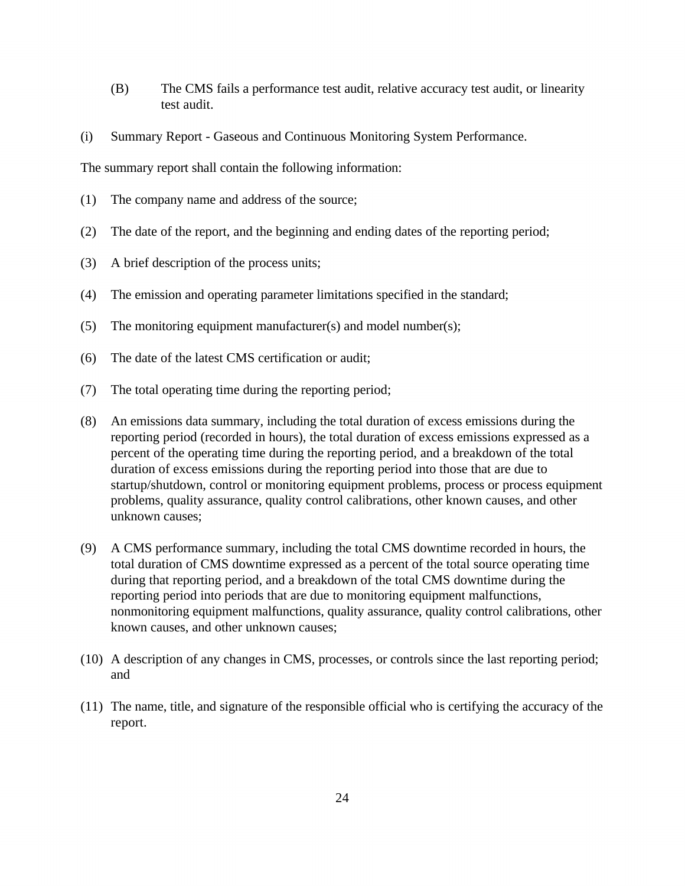(B) The CMS fails a performance test audit, relative accuracy test audit, or linearity test audit.

(i) Summary Report - Gaseous and Continuous Monitoring System Performance.

The summary report shall contain the following information:

(1) The company name and address of the source;

(2) The date of the report, and the beginning and ending dates of the reporting period;

(3) A brief description of the process units;

(4) The emission and operating parameter limitations specified in the standard;

(5) The monitoring equipment manufacturer(s) and model number(s);

(6) The date of the latest CMS certification or audit;

(7) The total operating time during the reporting period;

(8) An emissions data summary, including the total duration of excess emissions during the reporting period (recorded in hours), the total duration of excess emissions expressed as a percent of the operating time during the reporting period, and a breakdown of the total duration of excess emissions during the reporting period into those that are due to startup/shutdown, control or monitoring equipment problems, process or process equipment problems, quality assurance, quality control calibrations, other known causes, and other unknown causes;

(9) A CMS performance summary, including the total CMS downtime recorded in hours, the total duration of CMS downtime expressed as a percent of the total source operating time during that reporting period, and a breakdown of the total CMS downtime during the reporting period into periods that are due to monitoring equipment malfunctions, nonmonitoring equipment malfunctions, quality assurance, quality control calibrations, other known causes, and other unknown causes;

(10) A description of any changes in CMS, processes, or controls since the last reporting period; and

(11) The name, title, and signature of the responsible official who is certifying the accuracy of the report.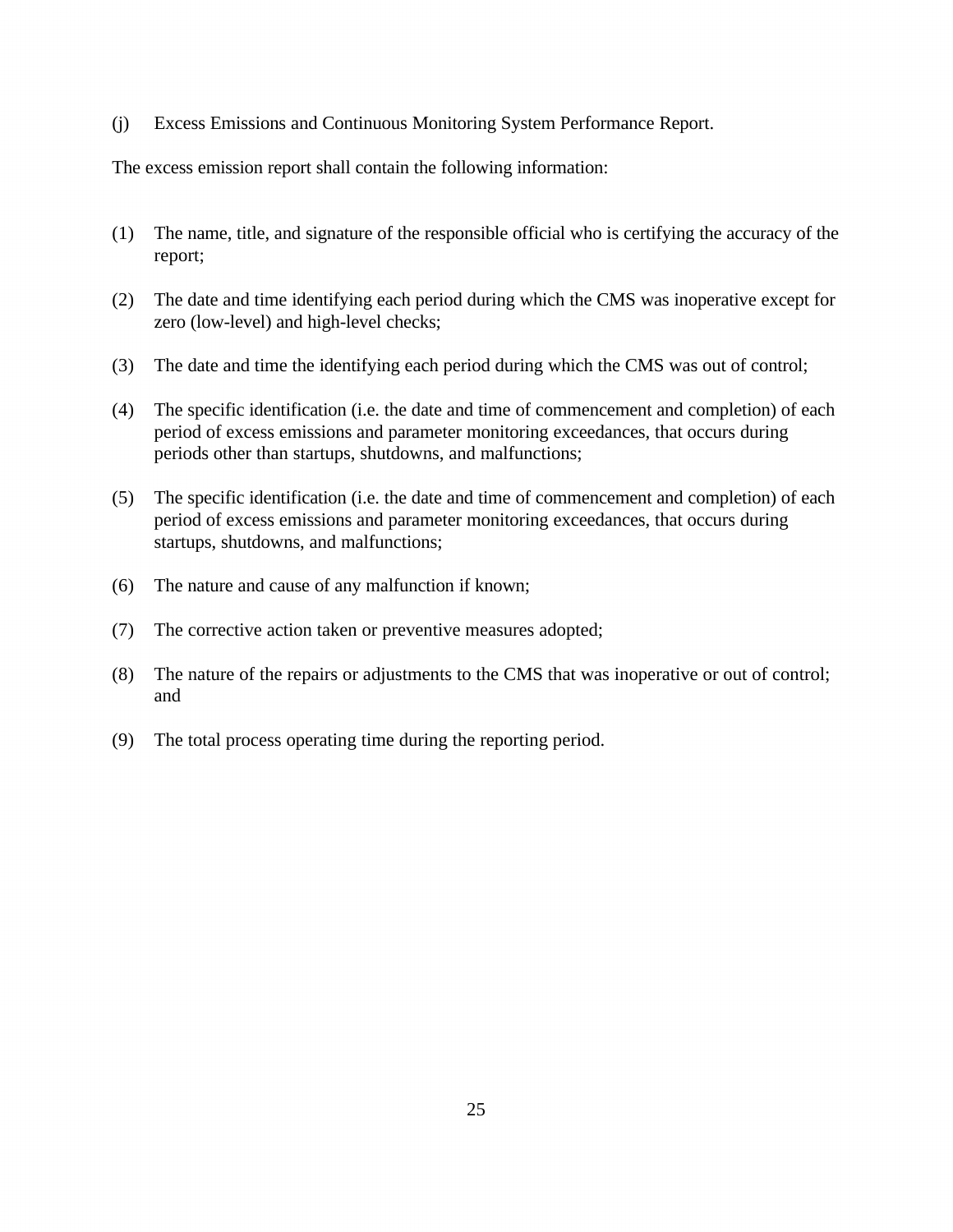(j) Excess Emissions and Continuous Monitoring System Performance Report.

The excess emission report shall contain the following information:

(1) The name, title, and signature of the responsible official who is certifying the accuracy of the report;

(2) The date and time identifying each period during which the CMS was inoperative except for zero (low-level) and high-level checks;

(3) The date and time the identifying each period during which the CMS was out of control;

(4) The specific identification (i.e. the date and time of commencement and completion) of each period of excess emissions and parameter monitoring exceedances, that occurs during periods other than startups, shutdowns, and malfunctions;

(5) The specific identification (i.e. the date and time of commencement and completion) of each period of excess emissions and parameter monitoring exceedances, that occurs during startups, shutdowns, and malfunctions;

(6) The nature and cause of any malfunction if known;

(7) The corrective action taken or preventive measures adopted;

(8) The nature of the repairs or adjustments to the CMS that was inoperative or out of control; and

(9) The total process operating time during the reporting period.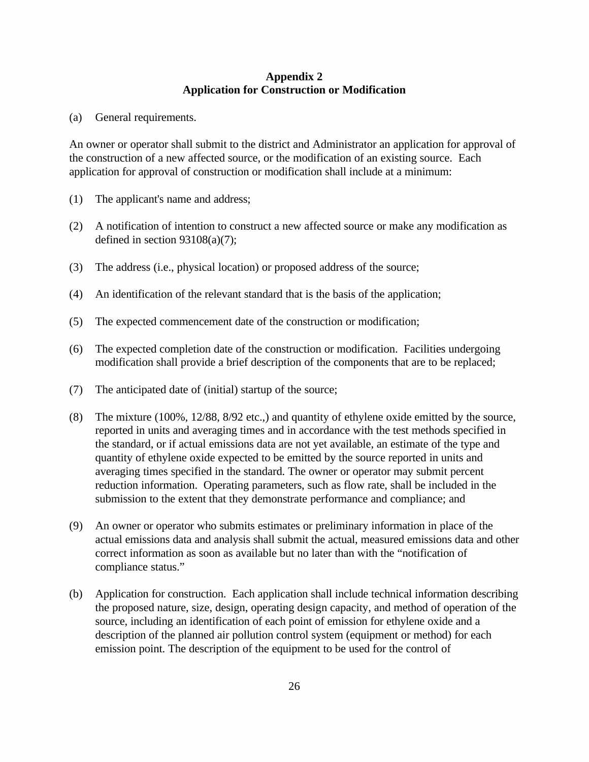## Appendix 2
## Application for Construction or Modification

(a) General requirements.

An owner or operator shall submit to the district and Administrator an application for approval of the construction of a new affected source, or the modification of an existing source. Each application for approval of construction or modification shall include at a minimum:

(1) The applicant's name and address;

(2) A notification of intention to construct a new affected source or make any modification as defined in section 93108(a)(7);

(3) The address (i.e., physical location) or proposed address of the source;

(4) An identification of the relevant standard that is the basis of the application;

(5) The expected commencement date of the construction or modification;

(6) The expected completion date of the construction or modification. Facilities undergoing modification shall provide a brief description of the components that are to be replaced;

(7) The anticipated date of (initial) startup of the source;

(8) The mixture (100%, 12/88, 8/92 etc.,) and quantity of ethylene oxide emitted by the source, reported in units and averaging times and in accordance with the test methods specified in the standard, or if actual emissions data are not yet available, an estimate of the type and quantity of ethylene oxide expected to be emitted by the source reported in units and averaging times specified in the standard. The owner or operator may submit percent reduction information. Operating parameters, such as flow rate, shall be included in the submission to the extent that they demonstrate performance and compliance; and

(9) An owner or operator who submits estimates or preliminary information in place of the actual emissions data and analysis shall submit the actual, measured emissions data and other correct information as soon as available but no later than with the "notification of compliance status."

(b) Application for construction. Each application shall include technical information describing the proposed nature, size, design, operating design capacity, and method of operation of the source, including an identification of each point of emission for ethylene oxide and a description of the planned air pollution control system (equipment or method) for each emission point. The description of the equipment to be used for the control of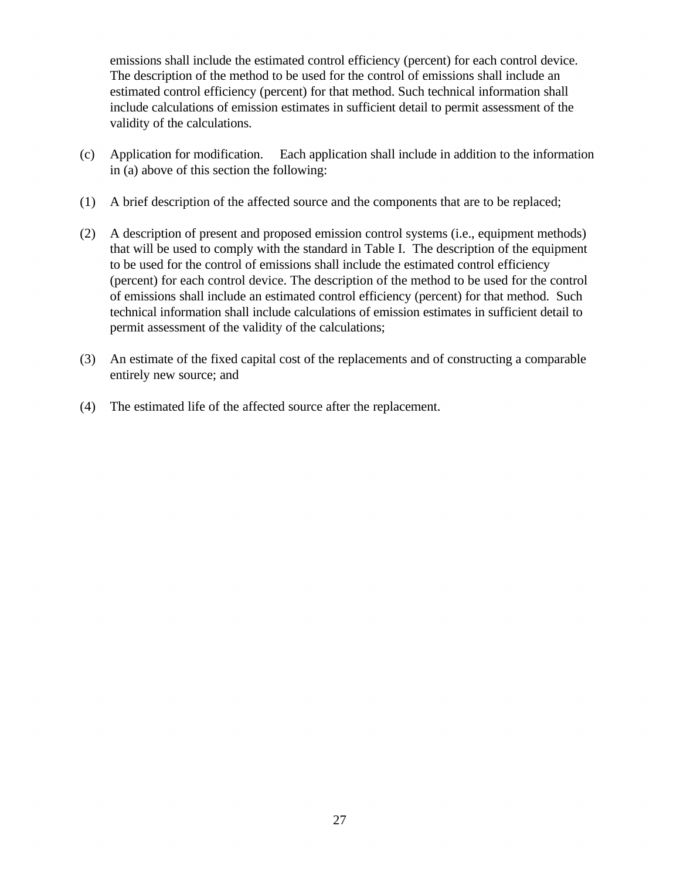emissions shall include the estimated control efficiency (percent) for each control device. The description of the method to be used for the control of emissions shall include an estimated control efficiency (percent) for that method. Such technical information shall include calculations of emission estimates in sufficient detail to permit assessment of the validity of the calculations.

(c) Application for modification. Each application shall include in addition to the information in (a) above of this section the following:

(1) A brief description of the affected source and the components that are to be replaced;

(2) A description of present and proposed emission control systems (i.e., equipment methods) that will be used to comply with the standard in Table I. The description of the equipment to be used for the control of emissions shall include the estimated control efficiency (percent) for each control device. The description of the method to be used for the control of emissions shall include an estimated control efficiency (percent) for that method. Such technical information shall include calculations of emission estimates in sufficient detail to permit assessment of the validity of the calculations;

(3) An estimate of the fixed capital cost of the replacements and of constructing a comparable entirely new source; and

(4) The estimated life of the affected source after the replacement.